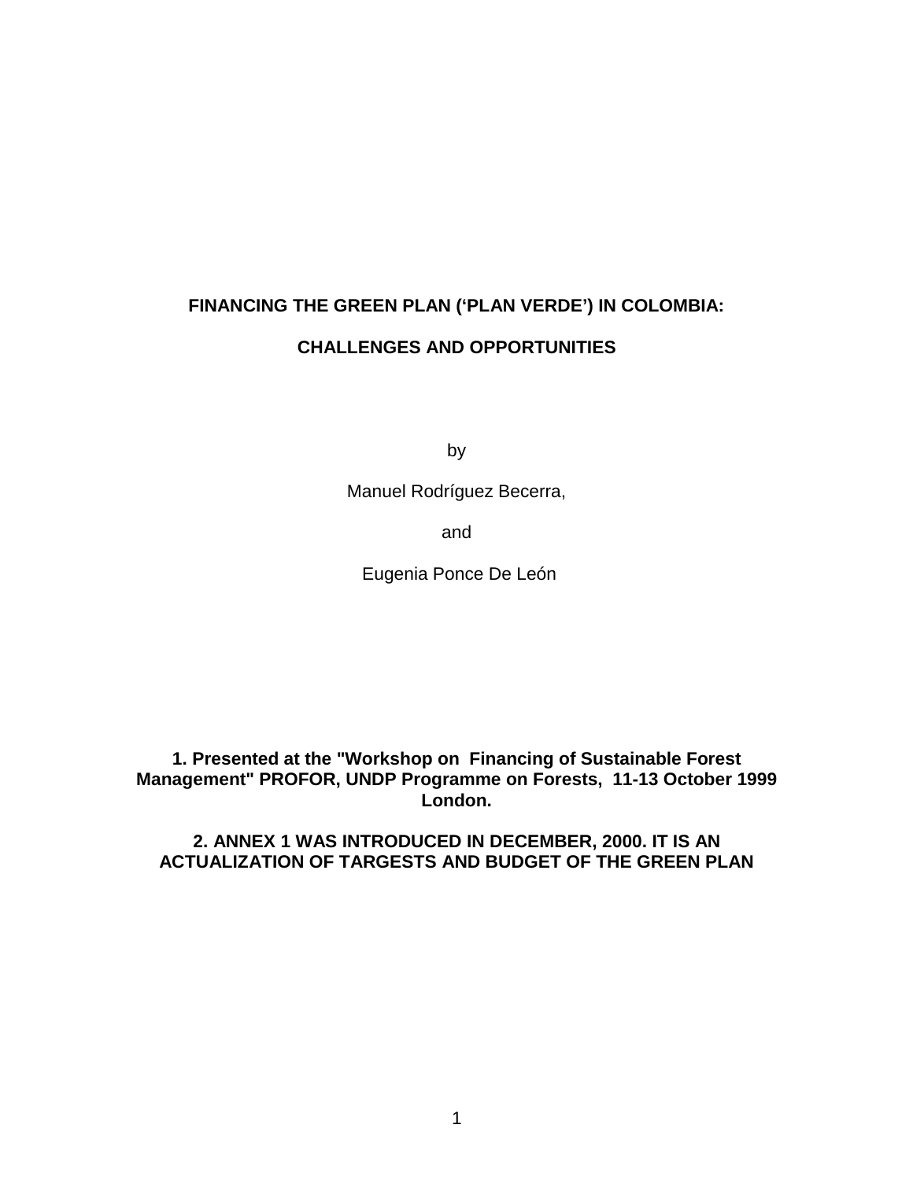# FINANCING THE GREEN PLAN ('PLAN VERDE') IN COLOMBIA:

## CHALLENGES AND OPPORTUNITIES

by

Manuel Rodríguez Becerra,

and

Eugenia Ponce De León

**1. Presented at the "Workshop on Financing of Sustainable Forest Management" PROFOR, UNDP Programme on Forests, 11-13 October 1999 London.**

**2. ANNEX 1 WAS INTRODUCED IN DECEMBER, 2000. IT IS AN ACTUALIZATION OF TARGESTS AND BUDGET OF THE GREEN PLAN**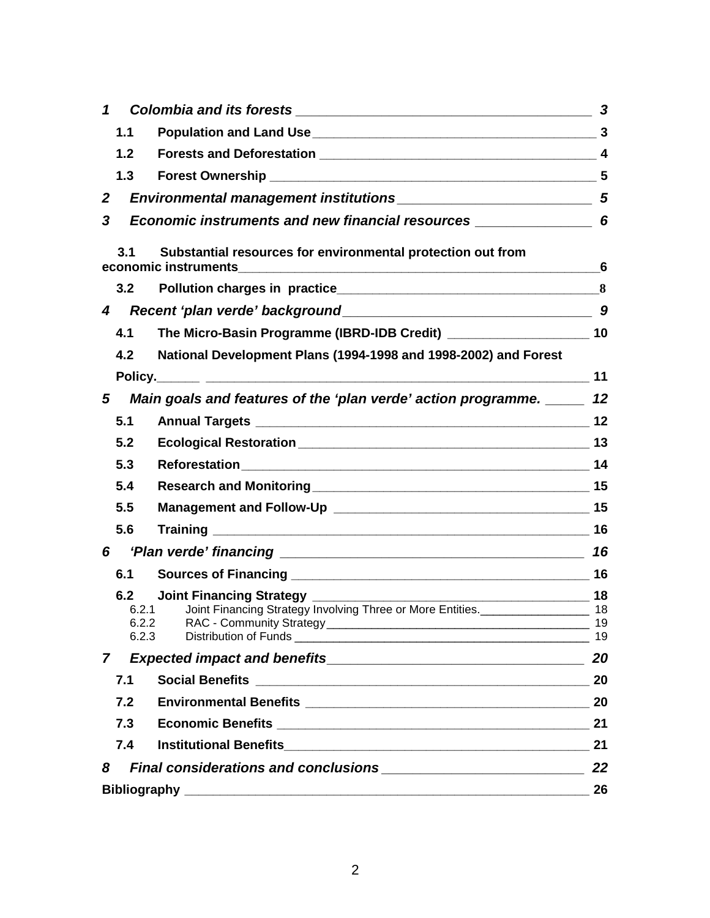*1 Colombia and its forests* — *3*

- 1.1 Population and Land Use — 3
- 1.2 Forests and Deforestation — 4
- 1.3 Forest Ownership — 5

*2 Environmental management institutions* — *5*

*3 Economic instruments and new financial resources* — *6*

- 3.1 Substantial resources for environmental protection out from economic instruments — 6
- 3.2 Pollution charges in practice — 8

*4 Recent 'plan verde' background* — *9*

- 4.1 The Micro-Basin Programme (IBRD-IDB Credit) — 10
- 4.2 National Development Plans (1994-1998 and 1998-2002) and Forest Policy. — 11

*5 Main goals and features of the 'plan verde' action programme.* — *12*

- 5.1 Annual Targets — 12
- 5.2 Ecological Restoration — 13
- 5.3 Reforestation — 14
- 5.4 Research and Monitoring — 15
- 5.5 Management and Follow-Up — 15
- 5.6 Training — 16

*6 'Plan verde' financing* — *16*

- 6.1 Sources of Financing — 16
- 6.2 Joint Financing Strategy — 18
  - 6.2.1 Joint Financing Strategy Involving Three or More Entities. — 18
  - 6.2.2 RAC - Community Strategy — 19
  - 6.2.3 Distribution of Funds — 19

*7 Expected impact and benefits* — *20*

- 7.1 Social Benefits — 20
- 7.2 Environmental Benefits — 20
- 7.3 Economic Benefits — 21
- 7.4 Institutional Benefits — 21

*8 Final considerations and conclusions* — *22*

**Bibliography** — 26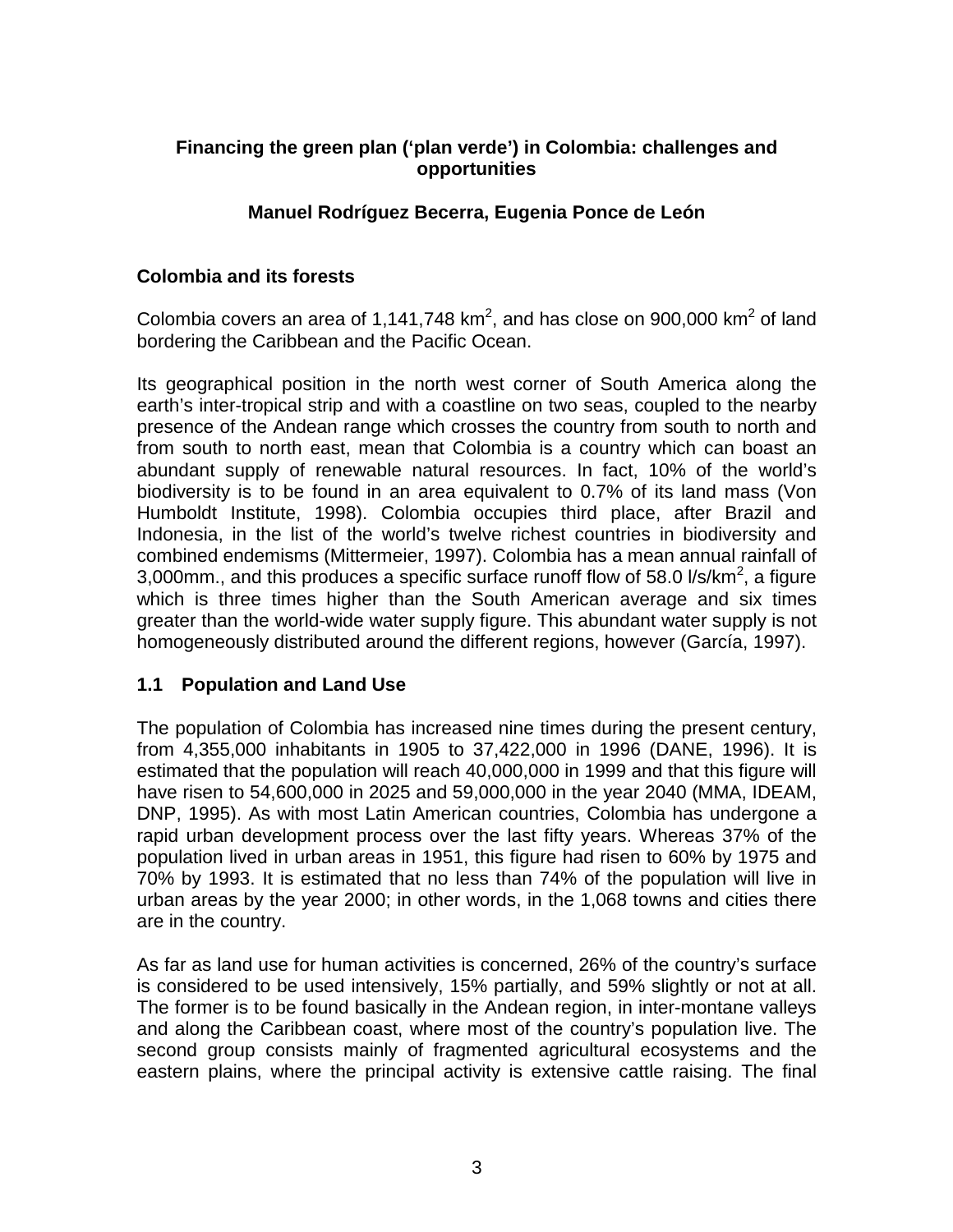# Financing the green plan ('plan verde') in Colombia: challenges and opportunities

**Manuel Rodríguez Becerra, Eugenia Ponce de León**

## Colombia and its forests

Colombia covers an area of 1,141,748 $km^2$, and has close on 900,000 $km^2$ of land bordering the Caribbean and the Pacific Ocean.

Its geographical position in the north west corner of South America along the earth's inter-tropical strip and with a coastline on two seas, coupled to the nearby presence of the Andean range which crosses the country from south to north and from south to north east, mean that Colombia is a country which can boast an abundant supply of renewable natural resources. In fact, 10% of the world's biodiversity is to be found in an area equivalent to 0.7% of its land mass (Von Humboldt Institute, 1998). Colombia occupies third place, after Brazil and Indonesia, in the list of the world's twelve richest countries in biodiversity and combined endemisms (Mittermeier, 1997). Colombia has a mean annual rainfall of 3,000mm., and this produces a specific surface runoff flow of 58.0 $l/s/km^2$, a figure which is three times higher than the South American average and six times greater than the world-wide water supply figure. This abundant water supply is not homogeneously distributed around the different regions, however (García, 1997).

### 1.1 Population and Land Use

The population of Colombia has increased nine times during the present century, from 4,355,000 inhabitants in 1905 to 37,422,000 in 1996 (DANE, 1996). It is estimated that the population will reach 40,000,000 in 1999 and that this figure will have risen to 54,600,000 in 2025 and 59,000,000 in the year 2040 (MMA, IDEAM, DNP, 1995). As with most Latin American countries, Colombia has undergone a rapid urban development process over the last fifty years. Whereas 37% of the population lived in urban areas in 1951, this figure had risen to 60% by 1975 and 70% by 1993. It is estimated that no less than 74% of the population will live in urban areas by the year 2000; in other words, in the 1,068 towns and cities there are in the country.

As far as land use for human activities is concerned, 26% of the country's surface is considered to be used intensively, 15% partially, and 59% slightly or not at all. The former is to be found basically in the Andean region, in inter-montane valleys and along the Caribbean coast, where most of the country's population live. The second group consists mainly of fragmented agricultural ecosystems and the eastern plains, where the principal activity is extensive cattle raising. The final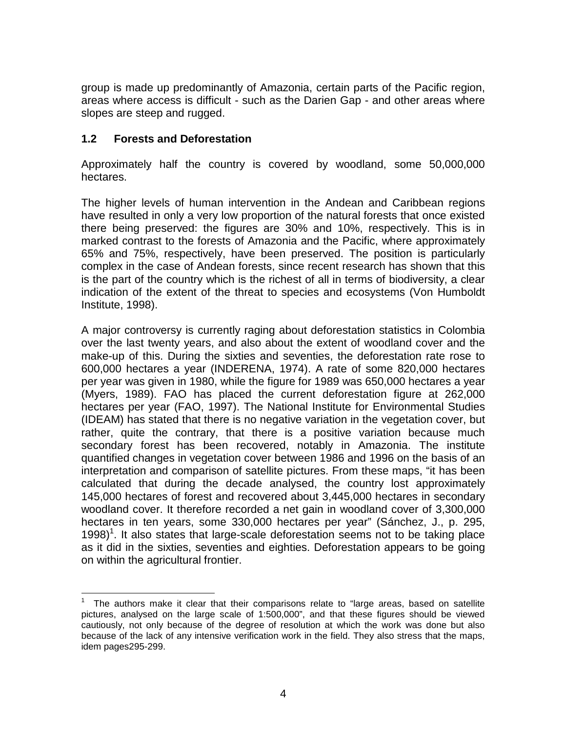group is made up predominantly of Amazonia, certain parts of the Pacific region, areas where access is difficult - such as the Darien Gap - and other areas where slopes are steep and rugged.

### 1.2 Forests and Deforestation

Approximately half the country is covered by woodland, some 50,000,000 hectares.

The higher levels of human intervention in the Andean and Caribbean regions have resulted in only a very low proportion of the natural forests that once existed there being preserved: the figures are 30% and 10%, respectively. This is in marked contrast to the forests of Amazonia and the Pacific, where approximately 65% and 75%, respectively, have been preserved. The position is particularly complex in the case of Andean forests, since recent research has shown that this is the part of the country which is the richest of all in terms of biodiversity, a clear indication of the extent of the threat to species and ecosystems (Von Humboldt Institute, 1998).

A major controversy is currently raging about deforestation statistics in Colombia over the last twenty years, and also about the extent of woodland cover and the make-up of this. During the sixties and seventies, the deforestation rate rose to 600,000 hectares a year (INDERENA, 1974). A rate of some 820,000 hectares per year was given in 1980, while the figure for 1989 was 650,000 hectares a year (Myers, 1989). FAO has placed the current deforestation figure at 262,000 hectares per year (FAO, 1997). The National Institute for Environmental Studies (IDEAM) has stated that there is no negative variation in the vegetation cover, but rather, quite the contrary, that there is a positive variation because much secondary forest has been recovered, notably in Amazonia. The institute quantified changes in vegetation cover between 1986 and 1996 on the basis of an interpretation and comparison of satellite pictures. From these maps, "it has been calculated that during the decade analysed, the country lost approximately 145,000 hectares of forest and recovered about 3,445,000 hectares in secondary woodland cover. It therefore recorded a net gain in woodland cover of 3,300,000 hectares in ten years, some 330,000 hectares per year" (Sánchez, J., p. 295, 1998)[1]. It also states that large-scale deforestation seems not to be taking place as it did in the sixties, seventies and eighties. Deforestation appears to be going on within the agricultural frontier.

---

[1] The authors make it clear that their comparisons relate to "large areas, based on satellite pictures, analysed on the large scale of 1:500,000", and that these figures should be viewed cautiously, not only because of the degree of resolution at which the work was done but also because of the lack of any intensive verification work in the field. They also stress that the maps, idem pages295-299.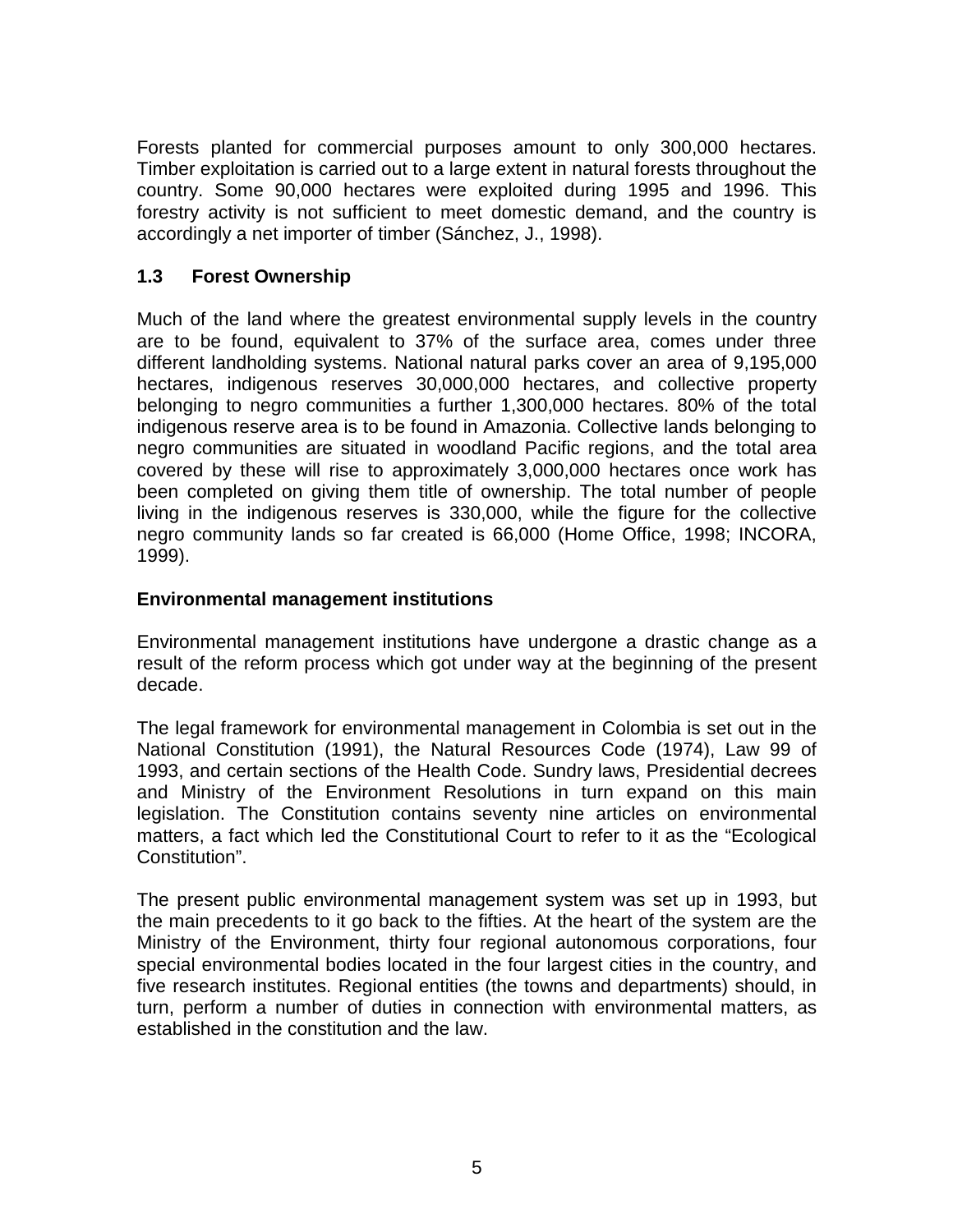Forests planted for commercial purposes amount to only 300,000 hectares. Timber exploitation is carried out to a large extent in natural forests throughout the country. Some 90,000 hectares were exploited during 1995 and 1996. This forestry activity is not sufficient to meet domestic demand, and the country is accordingly a net importer of timber (Sánchez, J., 1998).

### 1.3 Forest Ownership

Much of the land where the greatest environmental supply levels in the country are to be found, equivalent to 37% of the surface area, comes under three different landholding systems. National natural parks cover an area of 9,195,000 hectares, indigenous reserves 30,000,000 hectares, and collective property belonging to negro communities a further 1,300,000 hectares. 80% of the total indigenous reserve area is to be found in Amazonia. Collective lands belonging to negro communities are situated in woodland Pacific regions, and the total area covered by these will rise to approximately 3,000,000 hectares once work has been completed on giving them title of ownership. The total number of people living in the indigenous reserves is 330,000, while the figure for the collective negro community lands so far created is 66,000 (Home Office, 1998; INCORA, 1999).

### Environmental management institutions

Environmental management institutions have undergone a drastic change as a result of the reform process which got under way at the beginning of the present decade.

The legal framework for environmental management in Colombia is set out in the National Constitution (1991), the Natural Resources Code (1974), Law 99 of 1993, and certain sections of the Health Code. Sundry laws, Presidential decrees and Ministry of the Environment Resolutions in turn expand on this main legislation. The Constitution contains seventy nine articles on environmental matters, a fact which led the Constitutional Court to refer to it as the "Ecological Constitution".

The present public environmental management system was set up in 1993, but the main precedents to it go back to the fifties. At the heart of the system are the Ministry of the Environment, thirty four regional autonomous corporations, four special environmental bodies located in the four largest cities in the country, and five research institutes. Regional entities (the towns and departments) should, in turn, perform a number of duties in connection with environmental matters, as established in the constitution and the law.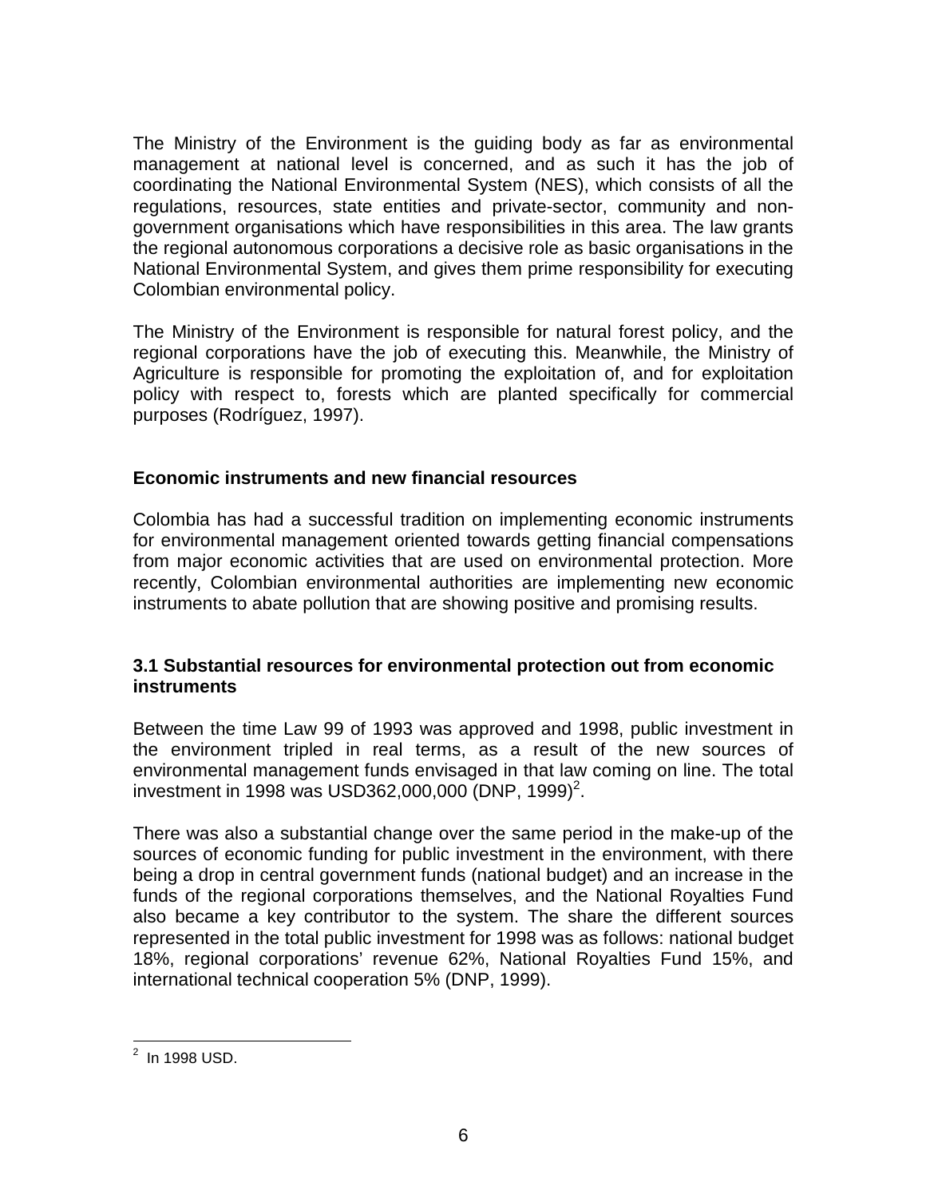The Ministry of the Environment is the guiding body as far as environmental management at national level is concerned, and as such it has the job of coordinating the National Environmental System (NES), which consists of all the regulations, resources, state entities and private-sector, community and non-government organisations which have responsibilities in this area. The law grants the regional autonomous corporations a decisive role as basic organisations in the National Environmental System, and gives them prime responsibility for executing Colombian environmental policy.

The Ministry of the Environment is responsible for natural forest policy, and the regional corporations have the job of executing this. Meanwhile, the Ministry of Agriculture is responsible for promoting the exploitation of, and for exploitation policy with respect to, forests which are planted specifically for commercial purposes (Rodríguez, 1997).

## Economic instruments and new financial resources

Colombia has had a successful tradition on implementing economic instruments for environmental management oriented towards getting financial compensations from major economic activities that are used on environmental protection. More recently, Colombian environmental authorities are implementing new economic instruments to abate pollution that are showing positive and promising results.

### 3.1 Substantial resources for environmental protection out from economic instruments

Between the time Law 99 of 1993 was approved and 1998, public investment in the environment tripled in real terms, as a result of the new sources of environmental management funds envisaged in that law coming on line. The total investment in 1998 was USD362,000,000 (DNP, 1999)[2].

There was also a substantial change over the same period in the make-up of the sources of economic funding for public investment in the environment, with there being a drop in central government funds (national budget) and an increase in the funds of the regional corporations themselves, and the National Royalties Fund also became a key contributor to the system. The share the different sources represented in the total public investment for 1998 was as follows: national budget 18%, regional corporations' revenue 62%, National Royalties Fund 15%, and international technical cooperation 5% (DNP, 1999).

---

[2] In 1998 USD.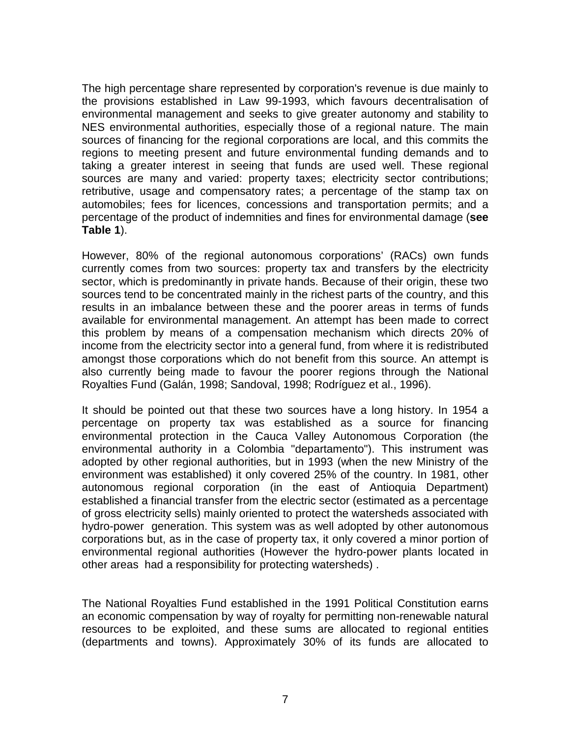The high percentage share represented by corporation's revenue is due mainly to the provisions established in Law 99-1993, which favours decentralisation of environmental management and seeks to give greater autonomy and stability to NES environmental authorities, especially those of a regional nature. The main sources of financing for the regional corporations are local, and this commits the regions to meeting present and future environmental funding demands and to taking a greater interest in seeing that funds are used well. These regional sources are many and varied: property taxes; electricity sector contributions; retributive, usage and compensatory rates; a percentage of the stamp tax on automobiles; fees for licences, concessions and transportation permits; and a percentage of the product of indemnities and fines for environmental damage (**see Table 1**).

However, 80% of the regional autonomous corporations' (RACs) own funds currently comes from two sources: property tax and transfers by the electricity sector, which is predominantly in private hands. Because of their origin, these two sources tend to be concentrated mainly in the richest parts of the country, and this results in an imbalance between these and the poorer areas in terms of funds available for environmental management. An attempt has been made to correct this problem by means of a compensation mechanism which directs 20% of income from the electricity sector into a general fund, from where it is redistributed amongst those corporations which do not benefit from this source. An attempt is also currently being made to favour the poorer regions through the National Royalties Fund (Galán, 1998; Sandoval, 1998; Rodríguez et al., 1996).

It should be pointed out that these two sources have a long history. In 1954 a percentage on property tax was established as a source for financing environmental protection in the Cauca Valley Autonomous Corporation (the environmental authority in a Colombia "departamento"). This instrument was adopted by other regional authorities, but in 1993 (when the new Ministry of the environment was established) it only covered 25% of the country. In 1981, other autonomous regional corporation (in the east of Antioquia Department) established a financial transfer from the electric sector (estimated as a percentage of gross electricity sells) mainly oriented to protect the watersheds associated with hydro-power generation. This system was as well adopted by other autonomous corporations but, as in the case of property tax, it only covered a minor portion of environmental regional authorities (However the hydro-power plants located in other areas had a responsibility for protecting watersheds) .

The National Royalties Fund established in the 1991 Political Constitution earns an economic compensation by way of royalty for permitting non-renewable natural resources to be exploited, and these sums are allocated to regional entities (departments and towns). Approximately 30% of its funds are allocated to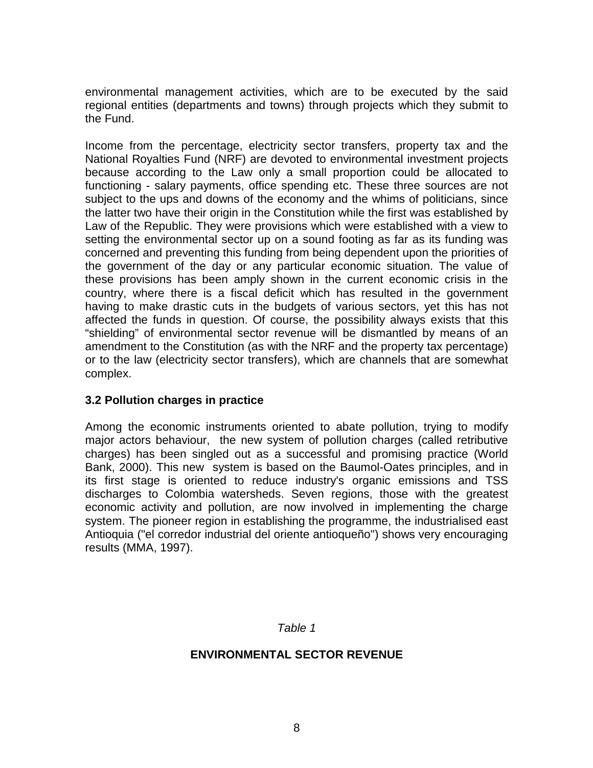environmental management activities, which are to be executed by the said regional entities (departments and towns) through projects which they submit to the Fund.

Income from the percentage, electricity sector transfers, property tax and the National Royalties Fund (NRF) are devoted to environmental investment projects because according to the Law only a small proportion could be allocated to functioning - salary payments, office spending etc. These three sources are not subject to the ups and downs of the economy and the whims of politicians, since the latter two have their origin in the Constitution while the first was established by Law of the Republic. They were provisions which were established with a view to setting the environmental sector up on a sound footing as far as its funding was concerned and preventing this funding from being dependent upon the priorities of the government of the day or any particular economic situation. The value of these provisions has been amply shown in the current economic crisis in the country, where there is a fiscal deficit which has resulted in the government having to make drastic cuts in the budgets of various sectors, yet this has not affected the funds in question. Of course, the possibility always exists that this "shielding" of environmental sector revenue will be dismantled by means of an amendment to the Constitution (as with the NRF and the property tax percentage) or to the law (electricity sector transfers), which are channels that are somewhat complex.

### 3.2 Pollution charges in practice

Among the economic instruments oriented to abate pollution, trying to modify major actors behaviour, the new system of pollution charges (called retributive charges) has been singled out as a successful and promising practice (World Bank, 2000). This new system is based on the Baumol-Oates principles, and in its first stage is oriented to reduce industry's organic emissions and TSS discharges to Colombia watersheds. Seven regions, those with the greatest economic activity and pollution, are now involved in implementing the charge system. The pioneer region in establishing the programme, the industrialised east Antioquia ("el corredor industrial del oriente antioqueño") shows very encouraging results (MMA, 1997).

*Table 1*

**ENVIRONMENTAL SECTOR REVENUE**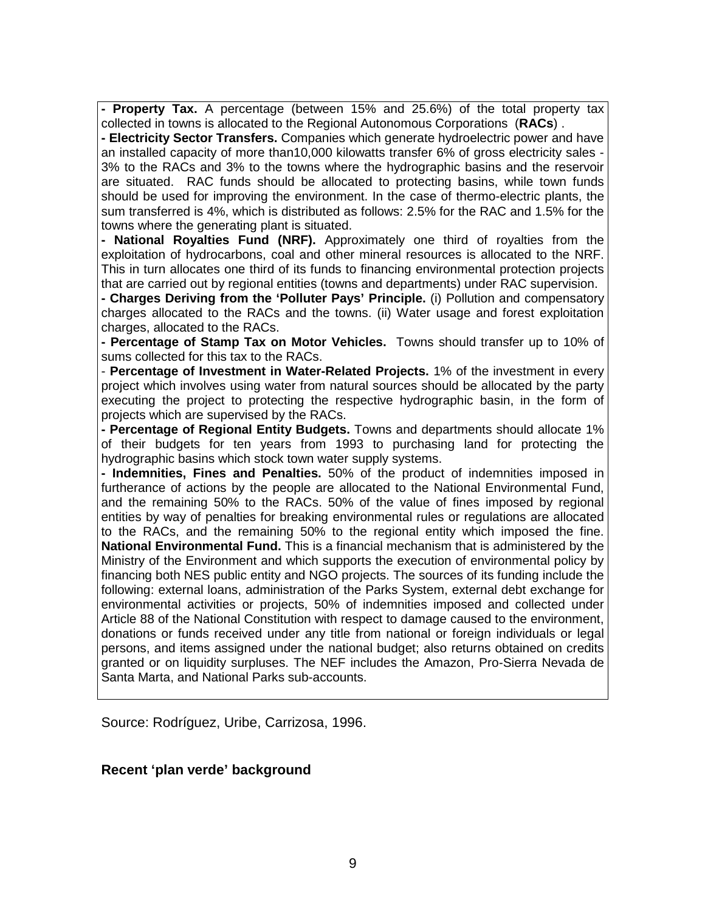**- Property Tax.** A percentage (between 15% and 25.6%) of the total property tax collected in towns is allocated to the Regional Autonomous Corporations (**RACs**) .

**- Electricity Sector Transfers.** Companies which generate hydroelectric power and have an installed capacity of more than10,000 kilowatts transfer 6% of gross electricity sales - 3% to the RACs and 3% to the towns where the hydrographic basins and the reservoir are situated. RAC funds should be allocated to protecting basins, while town funds should be used for improving the environment. In the case of thermo-electric plants, the sum transferred is 4%, which is distributed as follows: 2.5% for the RAC and 1.5% for the towns where the generating plant is situated.

**- National Royalties Fund (NRF).** Approximately one third of royalties from the exploitation of hydrocarbons, coal and other mineral resources is allocated to the NRF. This in turn allocates one third of its funds to financing environmental protection projects that are carried out by regional entities (towns and departments) under RAC supervision.

**- Charges Deriving from the 'Polluter Pays' Principle.** (i) Pollution and compensatory charges allocated to the RACs and the towns. (ii) Water usage and forest exploitation charges, allocated to the RACs.

**- Percentage of Stamp Tax on Motor Vehicles.** Towns should transfer up to 10% of sums collected for this tax to the RACs.

- **Percentage of Investment in Water-Related Projects.** 1% of the investment in every project which involves using water from natural sources should be allocated by the party executing the project to protecting the respective hydrographic basin, in the form of projects which are supervised by the RACs.

**- Percentage of Regional Entity Budgets.** Towns and departments should allocate 1% of their budgets for ten years from 1993 to purchasing land for protecting the hydrographic basins which stock town water supply systems.

**- Indemnities, Fines and Penalties.** 50% of the product of indemnities imposed in furtherance of actions by the people are allocated to the National Environmental Fund, and the remaining 50% to the RACs. 50% of the value of fines imposed by regional entities by way of penalties for breaking environmental rules or regulations are allocated to the RACs, and the remaining 50% to the regional entity which imposed the fine.

**National Environmental Fund.** This is a financial mechanism that is administered by the Ministry of the Environment and which supports the execution of environmental policy by financing both NES public entity and NGO projects. The sources of its funding include the following: external loans, administration of the Parks System, external debt exchange for environmental activities or projects, 50% of indemnities imposed and collected under Article 88 of the National Constitution with respect to damage caused to the environment, donations or funds received under any title from national or foreign individuals or legal persons, and items assigned under the national budget; also returns obtained on credits granted or on liquidity surpluses. The NEF includes the Amazon, Pro-Sierra Nevada de Santa Marta, and National Parks sub-accounts.

Source: Rodríguez, Uribe, Carrizosa, 1996.

### Recent 'plan verde' background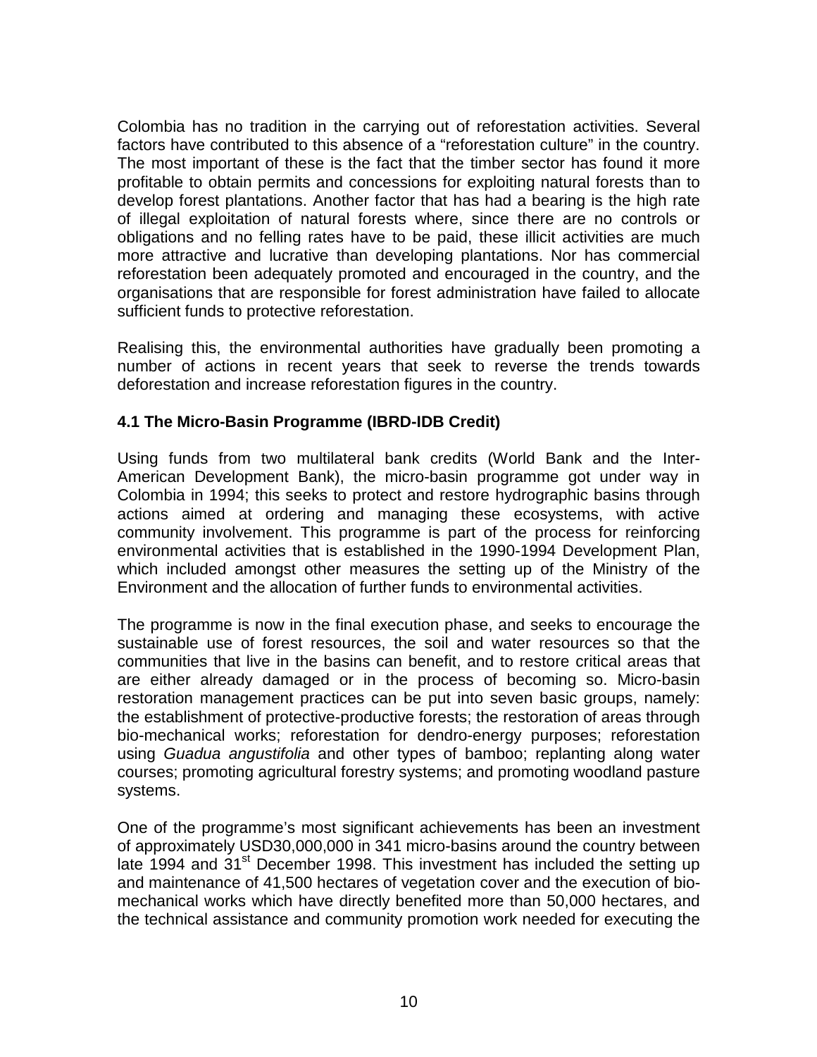Colombia has no tradition in the carrying out of reforestation activities. Several factors have contributed to this absence of a "reforestation culture" in the country. The most important of these is the fact that the timber sector has found it more profitable to obtain permits and concessions for exploiting natural forests than to develop forest plantations. Another factor that has had a bearing is the high rate of illegal exploitation of natural forests where, since there are no controls or obligations and no felling rates have to be paid, these illicit activities are much more attractive and lucrative than developing plantations. Nor has commercial reforestation been adequately promoted and encouraged in the country, and the organisations that are responsible for forest administration have failed to allocate sufficient funds to protective reforestation.

Realising this, the environmental authorities have gradually been promoting a number of actions in recent years that seek to reverse the trends towards deforestation and increase reforestation figures in the country.

### 4.1 The Micro-Basin Programme (IBRD-IDB Credit)

Using funds from two multilateral bank credits (World Bank and the Inter-American Development Bank), the micro-basin programme got under way in Colombia in 1994; this seeks to protect and restore hydrographic basins through actions aimed at ordering and managing these ecosystems, with active community involvement. This programme is part of the process for reinforcing environmental activities that is established in the 1990-1994 Development Plan, which included amongst other measures the setting up of the Ministry of the Environment and the allocation of further funds to environmental activities.

The programme is now in the final execution phase, and seeks to encourage the sustainable use of forest resources, the soil and water resources so that the communities that live in the basins can benefit, and to restore critical areas that are either already damaged or in the process of becoming so. Micro-basin restoration management practices can be put into seven basic groups, namely: the establishment of protective-productive forests; the restoration of areas through bio-mechanical works; reforestation for dendro-energy purposes; reforestation using *Guadua angustifolia* and other types of bamboo; replanting along water courses; promoting agricultural forestry systems; and promoting woodland pasture systems.

One of the programme's most significant achievements has been an investment of approximately USD30,000,000 in 341 micro-basins around the country between late 1994 and 31st December 1998. This investment has included the setting up and maintenance of 41,500 hectares of vegetation cover and the execution of bio-mechanical works which have directly benefited more than 50,000 hectares, and the technical assistance and community promotion work needed for executing the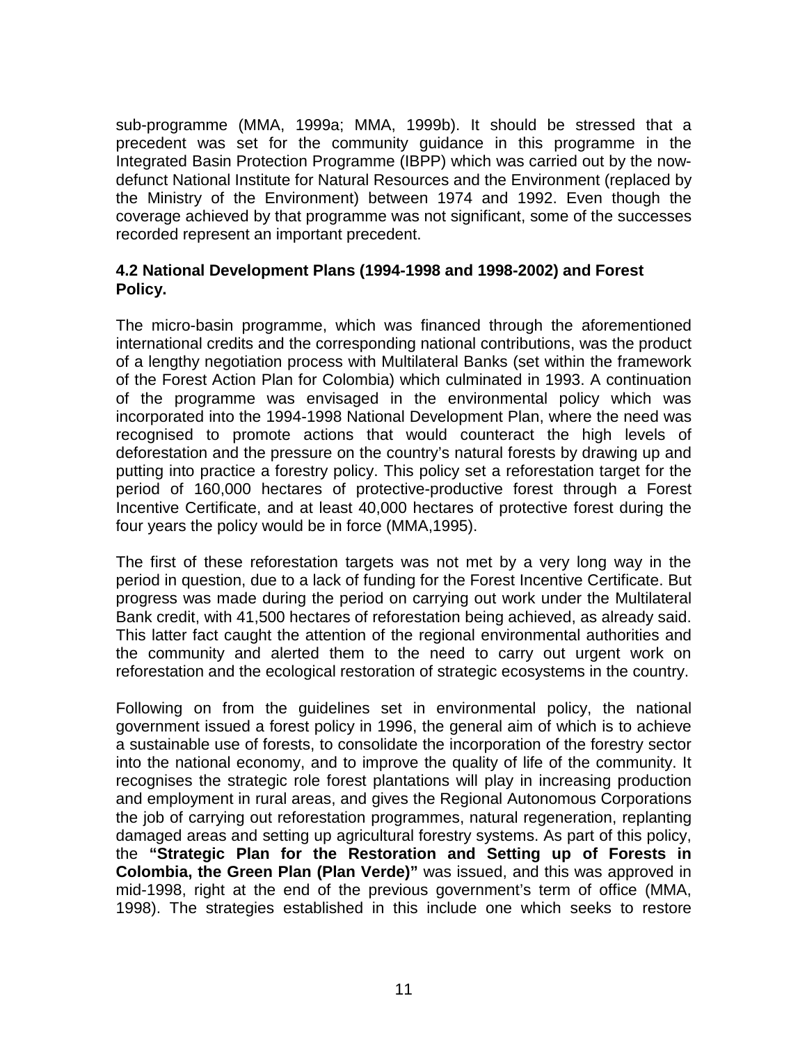sub-programme (MMA, 1999a; MMA, 1999b). It should be stressed that a precedent was set for the community guidance in this programme in the Integrated Basin Protection Programme (IBPP) which was carried out by the now-defunct National Institute for Natural Resources and the Environment (replaced by the Ministry of the Environment) between 1974 and 1992. Even though the coverage achieved by that programme was not significant, some of the successes recorded represent an important precedent.

### 4.2 National Development Plans (1994-1998 and 1998-2002) and Forest Policy.

The micro-basin programme, which was financed through the aforementioned international credits and the corresponding national contributions, was the product of a lengthy negotiation process with Multilateral Banks (set within the framework of the Forest Action Plan for Colombia) which culminated in 1993. A continuation of the programme was envisaged in the environmental policy which was incorporated into the 1994-1998 National Development Plan, where the need was recognised to promote actions that would counteract the high levels of deforestation and the pressure on the country's natural forests by drawing up and putting into practice a forestry policy. This policy set a reforestation target for the period of 160,000 hectares of protective-productive forest through a Forest Incentive Certificate, and at least 40,000 hectares of protective forest during the four years the policy would be in force (MMA,1995).

The first of these reforestation targets was not met by a very long way in the period in question, due to a lack of funding for the Forest Incentive Certificate. But progress was made during the period on carrying out work under the Multilateral Bank credit, with 41,500 hectares of reforestation being achieved, as already said. This latter fact caught the attention of the regional environmental authorities and the community and alerted them to the need to carry out urgent work on reforestation and the ecological restoration of strategic ecosystems in the country.

Following on from the guidelines set in environmental policy, the national government issued a forest policy in 1996, the general aim of which is to achieve a sustainable use of forests, to consolidate the incorporation of the forestry sector into the national economy, and to improve the quality of life of the community. It recognises the strategic role forest plantations will play in increasing production and employment in rural areas, and gives the Regional Autonomous Corporations the job of carrying out reforestation programmes, natural regeneration, replanting damaged areas and setting up agricultural forestry systems. As part of this policy, the **"Strategic Plan for the Restoration and Setting up of Forests in Colombia, the Green Plan (Plan Verde)"** was issued, and this was approved in mid-1998, right at the end of the previous government's term of office (MMA, 1998). The strategies established in this include one which seeks to restore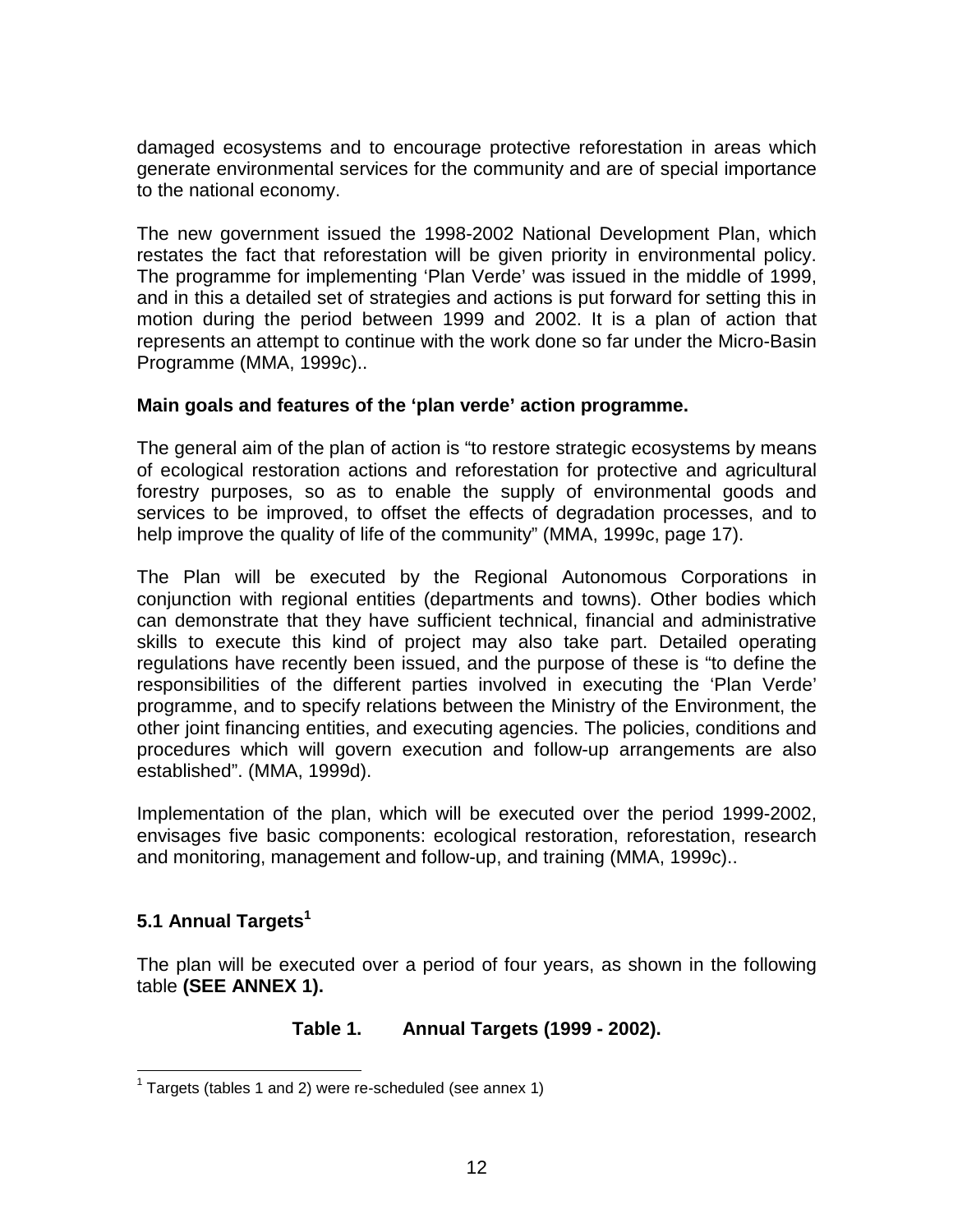damaged ecosystems and to encourage protective reforestation in areas which generate environmental services for the community and are of special importance to the national economy.

The new government issued the 1998-2002 National Development Plan, which restates the fact that reforestation will be given priority in environmental policy. The programme for implementing 'Plan Verde' was issued in the middle of 1999, and in this a detailed set of strategies and actions is put forward for setting this in motion during the period between 1999 and 2002. It is a plan of action that represents an attempt to continue with the work done so far under the Micro-Basin Programme (MMA, 1999c)..

**Main goals and features of the 'plan verde' action programme.**

The general aim of the plan of action is "to restore strategic ecosystems by means of ecological restoration actions and reforestation for protective and agricultural forestry purposes, so as to enable the supply of environmental goods and services to be improved, to offset the effects of degradation processes, and to help improve the quality of life of the community" (MMA, 1999c, page 17).

The Plan will be executed by the Regional Autonomous Corporations in conjunction with regional entities (departments and towns). Other bodies which can demonstrate that they have sufficient technical, financial and administrative skills to execute this kind of project may also take part. Detailed operating regulations have recently been issued, and the purpose of these is "to define the responsibilities of the different parties involved in executing the 'Plan Verde' programme, and to specify relations between the Ministry of the Environment, the other joint financing entities, and executing agencies. The policies, conditions and procedures which will govern execution and follow-up arrangements are also established". (MMA, 1999d).

Implementation of the plan, which will be executed over the period 1999-2002, envisages five basic components: ecological restoration, reforestation, research and monitoring, management and follow-up, and training (MMA, 1999c)..

## 5.1 Annual Targets[1]

The plan will be executed over a period of four years, as shown in the following table **(SEE ANNEX 1).**

**Table 1. Annual Targets (1999 - 2002).**

[1] Targets (tables 1 and 2) were re-scheduled (see annex 1)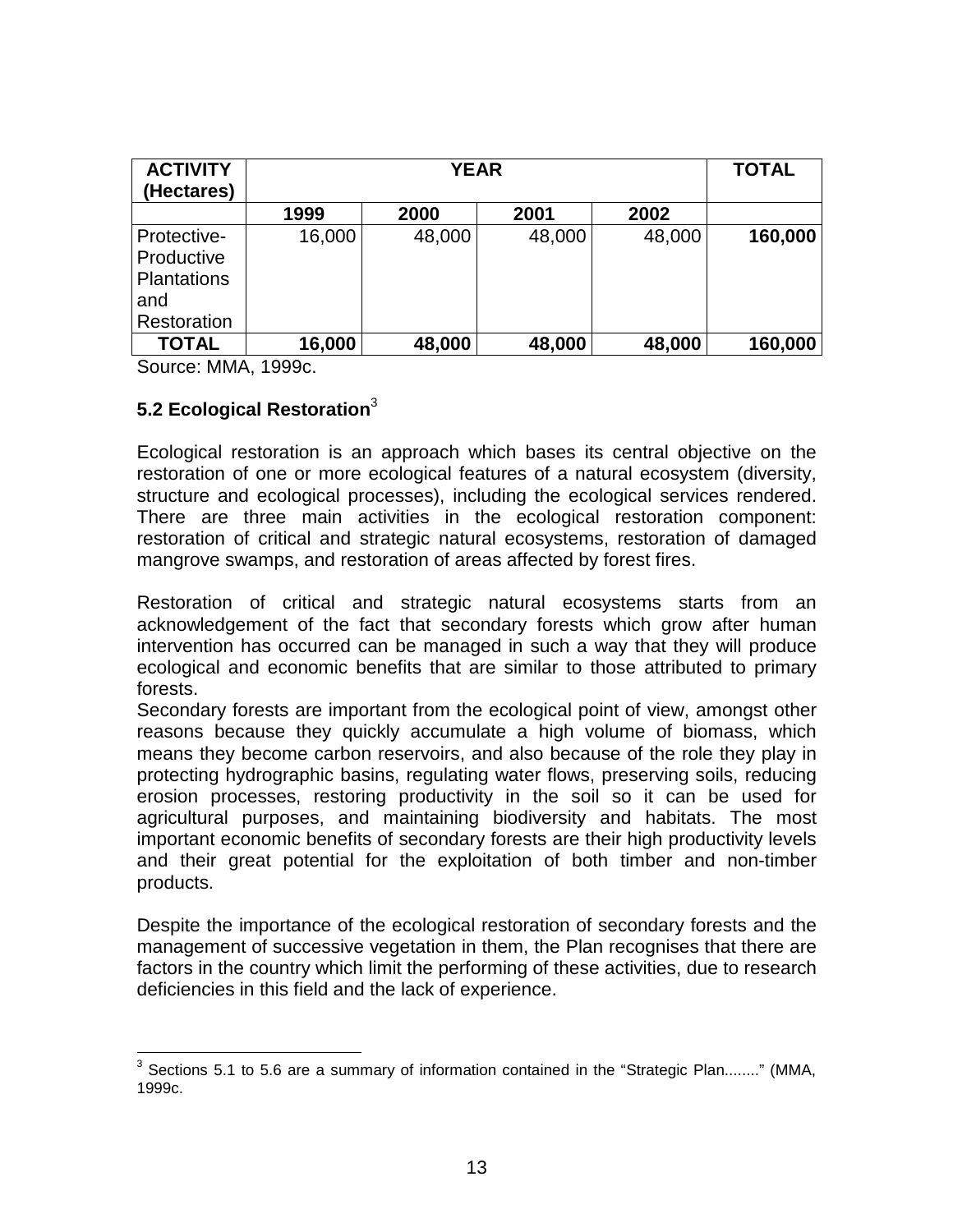| ACTIVITY (Hectares) | YEAR | | | | TOTAL |
|---|---|---|---|---|---|
| | 1999 | 2000 | 2001 | 2002 | |
| Protective-Productive Plantations and Restoration | 16,000 | 48,000 | 48,000 | 48,000 | **160,000** |
| **TOTAL** | **16,000** | **48,000** | **48,000** | **48,000** | **160,000** |

Source: MMA, 1999c.

## 5.2 Ecological Restoration[3]

Ecological restoration is an approach which bases its central objective on the restoration of one or more ecological features of a natural ecosystem (diversity, structure and ecological processes), including the ecological services rendered. There are three main activities in the ecological restoration component: restoration of critical and strategic natural ecosystems, restoration of damaged mangrove swamps, and restoration of areas affected by forest fires.

Restoration of critical and strategic natural ecosystems starts from an acknowledgement of the fact that secondary forests which grow after human intervention has occurred can be managed in such a way that they will produce ecological and economic benefits that are similar to those attributed to primary forests.

Secondary forests are important from the ecological point of view, amongst other reasons because they quickly accumulate a high volume of biomass, which means they become carbon reservoirs, and also because of the role they play in protecting hydrographic basins, regulating water flows, preserving soils, reducing erosion processes, restoring productivity in the soil so it can be used for agricultural purposes, and maintaining biodiversity and habitats. The most important economic benefits of secondary forests are their high productivity levels and their great potential for the exploitation of both timber and non-timber products.

Despite the importance of the ecological restoration of secondary forests and the management of successive vegetation in them, the Plan recognises that there are factors in the country which limit the performing of these activities, due to research deficiencies in this field and the lack of experience.

[3] Sections 5.1 to 5.6 are a summary of information contained in the "Strategic Plan........" (MMA, 1999c.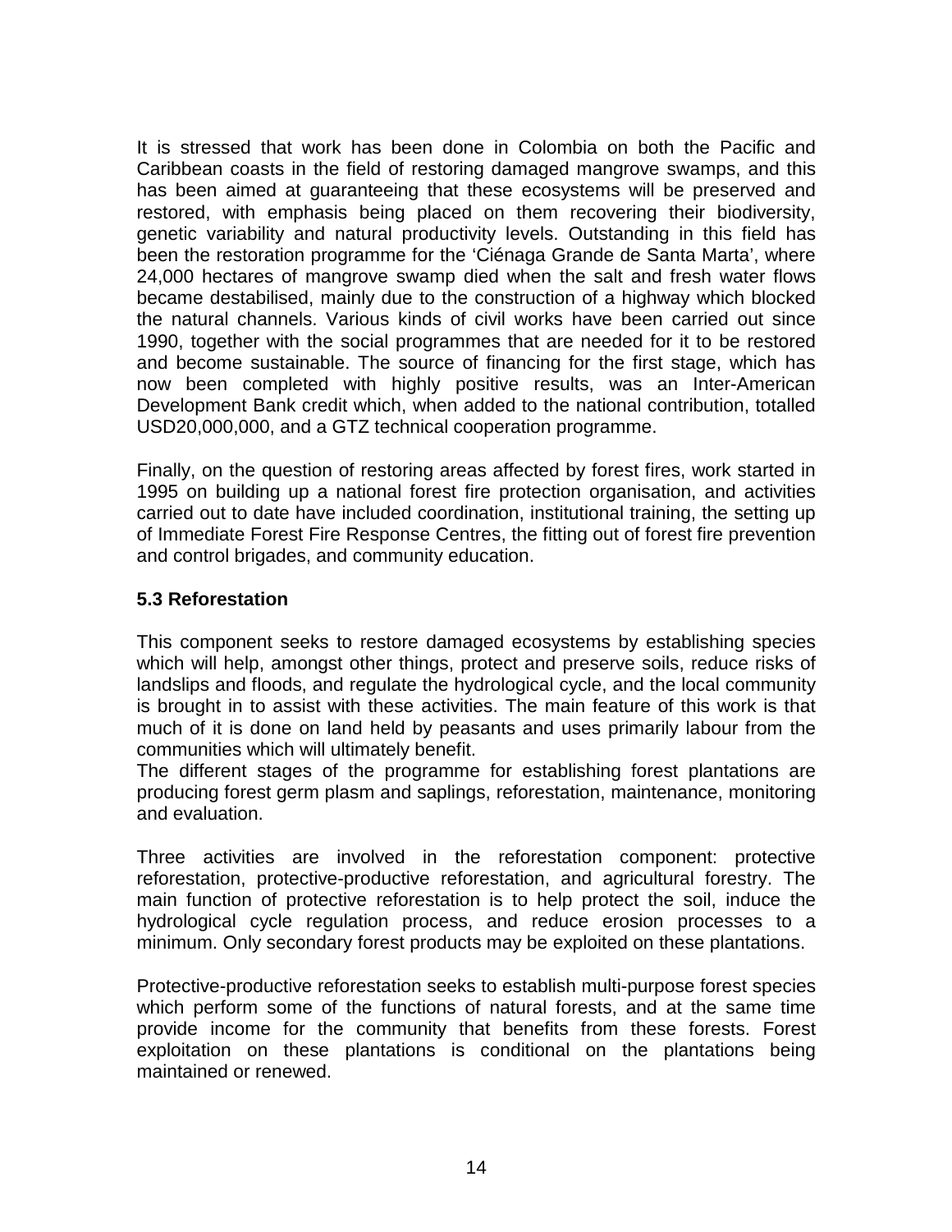It is stressed that work has been done in Colombia on both the Pacific and Caribbean coasts in the field of restoring damaged mangrove swamps, and this has been aimed at guaranteeing that these ecosystems will be preserved and restored, with emphasis being placed on them recovering their biodiversity, genetic variability and natural productivity levels. Outstanding in this field has been the restoration programme for the 'Ciénaga Grande de Santa Marta', where 24,000 hectares of mangrove swamp died when the salt and fresh water flows became destabilised, mainly due to the construction of a highway which blocked the natural channels. Various kinds of civil works have been carried out since 1990, together with the social programmes that are needed for it to be restored and become sustainable. The source of financing for the first stage, which has now been completed with highly positive results, was an Inter-American Development Bank credit which, when added to the national contribution, totalled USD20,000,000, and a GTZ technical cooperation programme.

Finally, on the question of restoring areas affected by forest fires, work started in 1995 on building up a national forest fire protection organisation, and activities carried out to date have included coordination, institutional training, the setting up of Immediate Forest Fire Response Centres, the fitting out of forest fire prevention and control brigades, and community education.

### 5.3 Reforestation

This component seeks to restore damaged ecosystems by establishing species which will help, amongst other things, protect and preserve soils, reduce risks of landslips and floods, and regulate the hydrological cycle, and the local community is brought in to assist with these activities. The main feature of this work is that much of it is done on land held by peasants and uses primarily labour from the communities which will ultimately benefit.
The different stages of the programme for establishing forest plantations are producing forest germ plasm and saplings, reforestation, maintenance, monitoring and evaluation.

Three activities are involved in the reforestation component: protective reforestation, protective-productive reforestation, and agricultural forestry. The main function of protective reforestation is to help protect the soil, induce the hydrological cycle regulation process, and reduce erosion processes to a minimum. Only secondary forest products may be exploited on these plantations.

Protective-productive reforestation seeks to establish multi-purpose forest species which perform some of the functions of natural forests, and at the same time provide income for the community that benefits from these forests. Forest exploitation on these plantations is conditional on the plantations being maintained or renewed.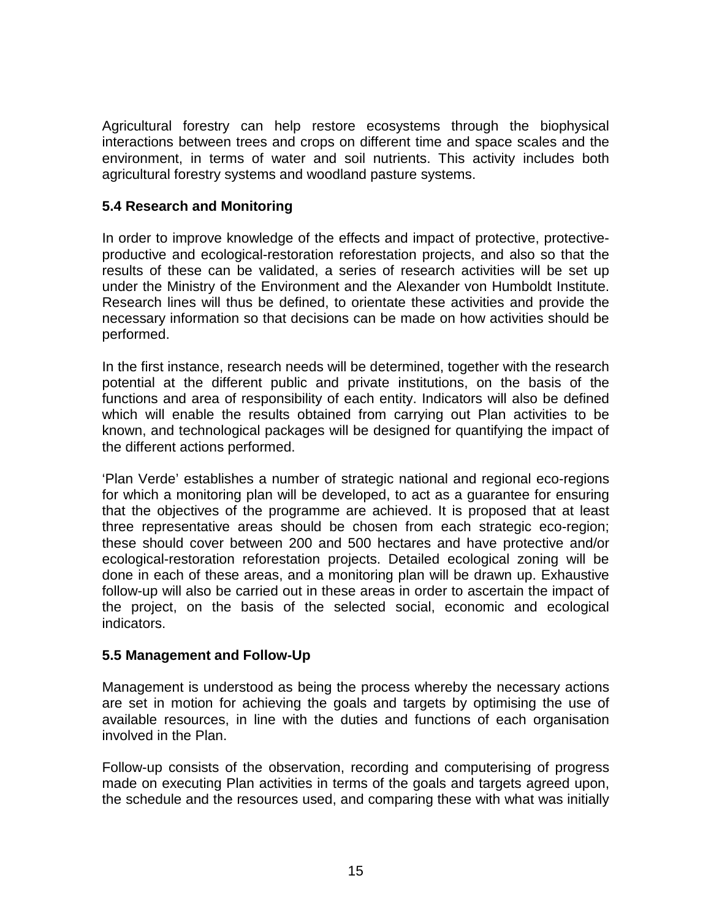Agricultural forestry can help restore ecosystems through the biophysical interactions between trees and crops on different time and space scales and the environment, in terms of water and soil nutrients. This activity includes both agricultural forestry systems and woodland pasture systems.

### 5.4 Research and Monitoring

In order to improve knowledge of the effects and impact of protective, protective-productive and ecological-restoration reforestation projects, and also so that the results of these can be validated, a series of research activities will be set up under the Ministry of the Environment and the Alexander von Humboldt Institute. Research lines will thus be defined, to orientate these activities and provide the necessary information so that decisions can be made on how activities should be performed.

In the first instance, research needs will be determined, together with the research potential at the different public and private institutions, on the basis of the functions and area of responsibility of each entity. Indicators will also be defined which will enable the results obtained from carrying out Plan activities to be known, and technological packages will be designed for quantifying the impact of the different actions performed.

'Plan Verde' establishes a number of strategic national and regional eco-regions for which a monitoring plan will be developed, to act as a guarantee for ensuring that the objectives of the programme are achieved. It is proposed that at least three representative areas should be chosen from each strategic eco-region; these should cover between 200 and 500 hectares and have protective and/or ecological-restoration reforestation projects. Detailed ecological zoning will be done in each of these areas, and a monitoring plan will be drawn up. Exhaustive follow-up will also be carried out in these areas in order to ascertain the impact of the project, on the basis of the selected social, economic and ecological indicators.

### 5.5 Management and Follow-Up

Management is understood as being the process whereby the necessary actions are set in motion for achieving the goals and targets by optimising the use of available resources, in line with the duties and functions of each organisation involved in the Plan.

Follow-up consists of the observation, recording and computerising of progress made on executing Plan activities in terms of the goals and targets agreed upon, the schedule and the resources used, and comparing these with what was initially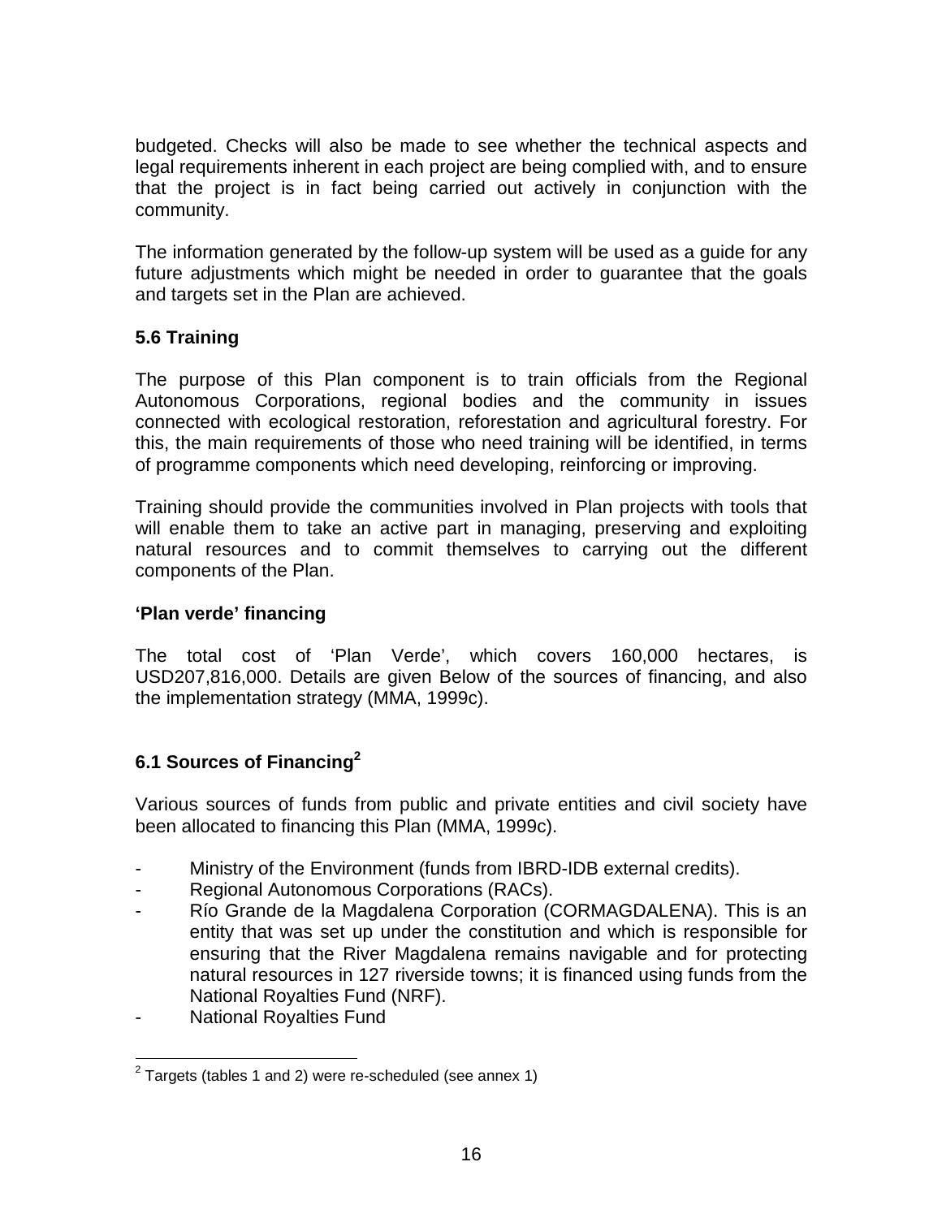budgeted. Checks will also be made to see whether the technical aspects and legal requirements inherent in each project are being complied with, and to ensure that the project is in fact being carried out actively in conjunction with the community.

The information generated by the follow-up system will be used as a guide for any future adjustments which might be needed in order to guarantee that the goals and targets set in the Plan are achieved.

### 5.6 Training

The purpose of this Plan component is to train officials from the Regional Autonomous Corporations, regional bodies and the community in issues connected with ecological restoration, reforestation and agricultural forestry. For this, the main requirements of those who need training will be identified, in terms of programme components which need developing, reinforcing or improving.

Training should provide the communities involved in Plan projects with tools that will enable them to take an active part in managing, preserving and exploiting natural resources and to commit themselves to carrying out the different components of the Plan.

## 'Plan verde' financing

The total cost of 'Plan Verde', which covers 160,000 hectares, is USD207,816,000. Details are given Below of the sources of financing, and also the implementation strategy (MMA, 1999c).

### 6.1 Sources of Financing[2]

Various sources of funds from public and private entities and civil society have been allocated to financing this Plan (MMA, 1999c).

- Ministry of the Environment (funds from IBRD-IDB external credits).
- Regional Autonomous Corporations (RACs).
- Río Grande de la Magdalena Corporation (CORMAGDALENA). This is an entity that was set up under the constitution and which is responsible for ensuring that the River Magdalena remains navigable and for protecting natural resources in 127 riverside towns; it is financed using funds from the National Royalties Fund (NRF).
- National Royalties Fund

[2] Targets (tables 1 and 2) were re-scheduled (see annex 1)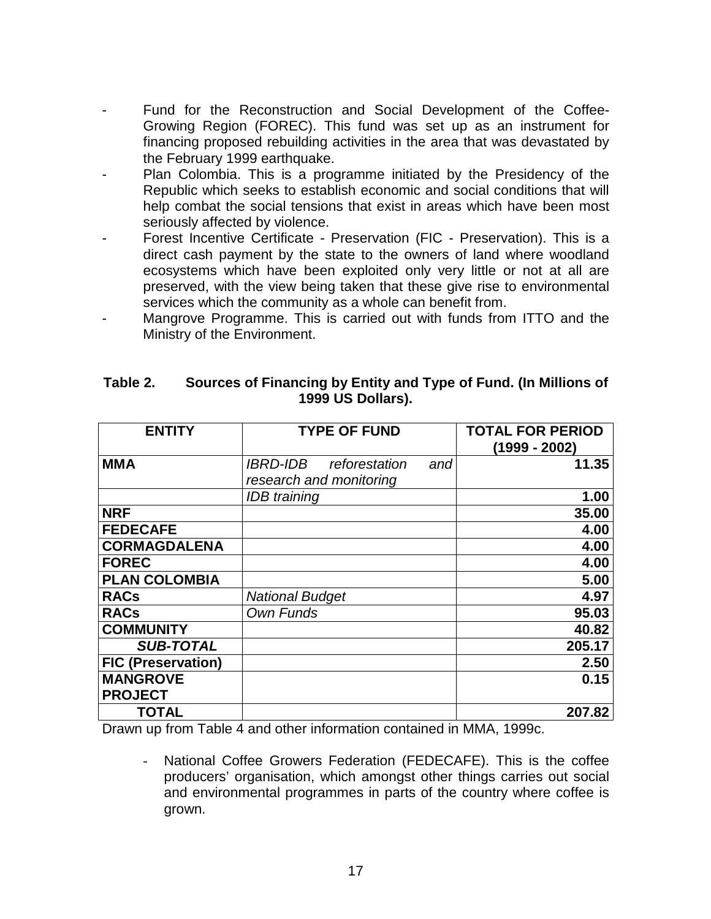- Fund for the Reconstruction and Social Development of the Coffee-Growing Region (FOREC). This fund was set up as an instrument for financing proposed rebuilding activities in the area that was devastated by the February 1999 earthquake.
- Plan Colombia. This is a programme initiated by the Presidency of the Republic which seeks to establish economic and social conditions that will help combat the social tensions that exist in areas which have been most seriously affected by violence.
- Forest Incentive Certificate - Preservation (FIC - Preservation). This is a direct cash payment by the state to the owners of land where woodland ecosystems which have been exploited only very little or not at all are preserved, with the view being taken that these give rise to environmental services which the community as a whole can benefit from.
- Mangrove Programme. This is carried out with funds from ITTO and the Ministry of the Environment.

**Table 2. Sources of Financing by Entity and Type of Fund. (In Millions of 1999 US Dollars).**

| ENTITY | TYPE OF FUND | TOTAL FOR PERIOD (1999 - 2002) |
|---|---|---|
| **MMA** | *IBRD-IDB reforestation and research and monitoring* | **11.35** |
| | *IDB training* | **1.00** |
| **NRF** | | **35.00** |
| **FEDECAFE** | | **4.00** |
| **CORMAGDALENA** | | **4.00** |
| **FOREC** | | **4.00** |
| **PLAN COLOMBIA** | | **5.00** |
| **RACs** | *National Budget* | **4.97** |
| **RACs** | *Own Funds* | **95.03** |
| **COMMUNITY** | | **40.82** |
| ***SUB-TOTAL*** | | **205.17** |
| **FIC (Preservation)** | | **2.50** |
| **MANGROVE PROJECT** | | **0.15** |
| **TOTAL** | | **207.82** |

Drawn up from Table 4 and other information contained in MMA, 1999c.

- National Coffee Growers Federation (FEDECAFE). This is the coffee producers' organisation, which amongst other things carries out social and environmental programmes in parts of the country where coffee is grown.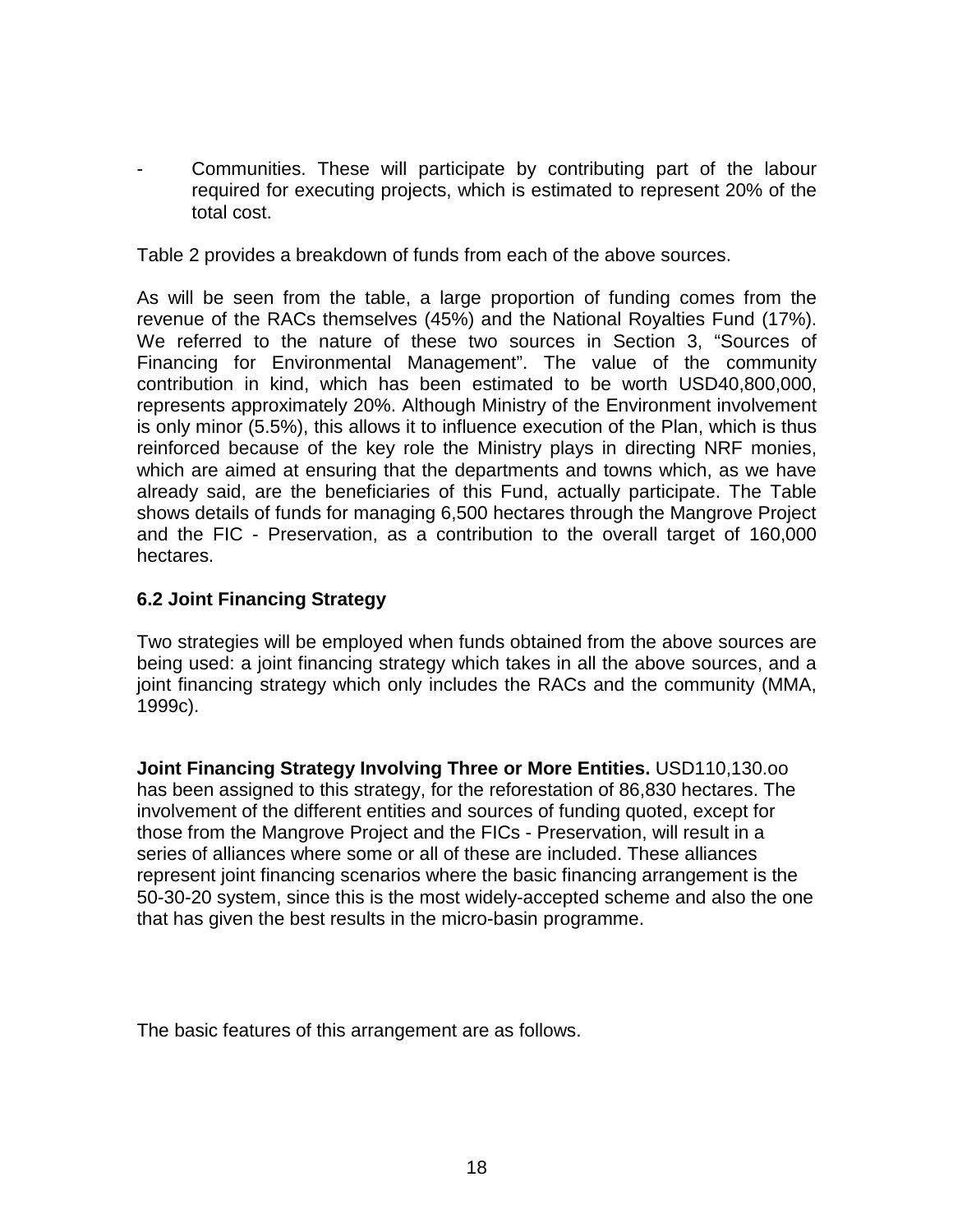- Communities. These will participate by contributing part of the labour required for executing projects, which is estimated to represent 20% of the total cost.

Table 2 provides a breakdown of funds from each of the above sources.

As will be seen from the table, a large proportion of funding comes from the revenue of the RACs themselves (45%) and the National Royalties Fund (17%). We referred to the nature of these two sources in Section 3, "Sources of Financing for Environmental Management". The value of the community contribution in kind, which has been estimated to be worth USD40,800,000, represents approximately 20%. Although Ministry of the Environment involvement is only minor (5.5%), this allows it to influence execution of the Plan, which is thus reinforced because of the key role the Ministry plays in directing NRF monies, which are aimed at ensuring that the departments and towns which, as we have already said, are the beneficiaries of this Fund, actually participate. The Table shows details of funds for managing 6,500 hectares through the Mangrove Project and the FIC - Preservation, as a contribution to the overall target of 160,000 hectares.

### 6.2 Joint Financing Strategy

Two strategies will be employed when funds obtained from the above sources are being used: a joint financing strategy which takes in all the above sources, and a joint financing strategy which only includes the RACs and the community (MMA, 1999c).

**Joint Financing Strategy Involving Three or More Entities.** USD110,130.oo has been assigned to this strategy, for the reforestation of 86,830 hectares. The involvement of the different entities and sources of funding quoted, except for those from the Mangrove Project and the FICs - Preservation, will result in a series of alliances where some or all of these are included. These alliances represent joint financing scenarios where the basic financing arrangement is the 50-30-20 system, since this is the most widely-accepted scheme and also the one that has given the best results in the micro-basin programme.

The basic features of this arrangement are as follows.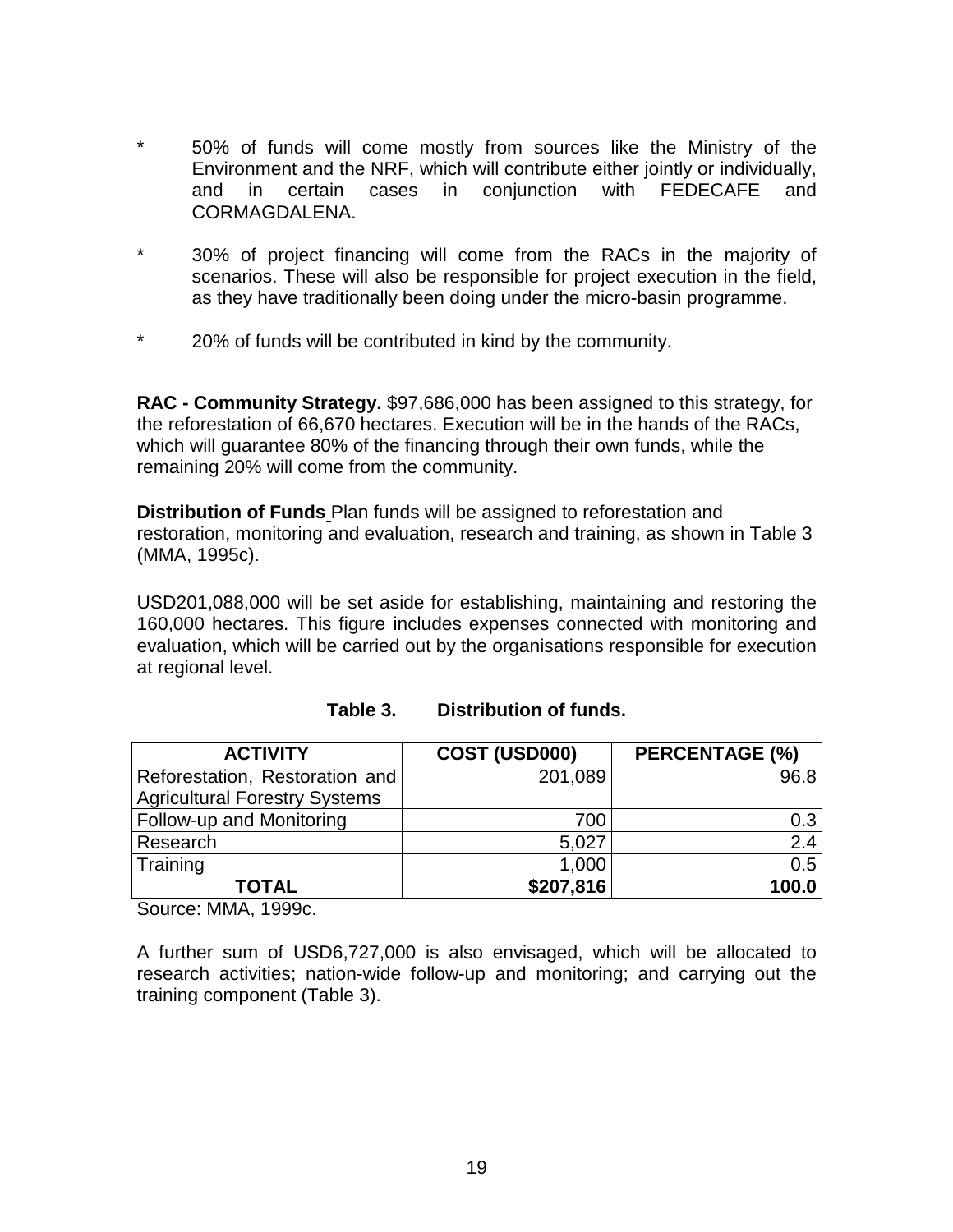* 50% of funds will come mostly from sources like the Ministry of the Environment and the NRF, which will contribute either jointly or individually, and in certain cases in conjunction with FEDECAFE and CORMAGDALENA.

* 30% of project financing will come from the RACs in the majority of scenarios. These will also be responsible for project execution in the field, as they have traditionally been doing under the micro-basin programme.

* 20% of funds will be contributed in kind by the community.

**RAC - Community Strategy.** $97,686,000 has been assigned to this strategy, for the reforestation of 66,670 hectares. Execution will be in the hands of the RACs, which will guarantee 80% of the financing through their own funds, while the remaining 20% will come from the community.

**Distribution of Funds** Plan funds will be assigned to reforestation and restoration, monitoring and evaluation, research and training, as shown in Table 3 (MMA, 1995c).

USD201,088,000 will be set aside for establishing, maintaining and restoring the 160,000 hectares. This figure includes expenses connected with monitoring and evaluation, which will be carried out by the organisations responsible for execution at regional level.

**Table 3. Distribution of funds.**

| ACTIVITY | COST (USD000) | PERCENTAGE (%) |
|---|---:|---:|
| Reforestation, Restoration and Agricultural Forestry Systems | 201,089 | 96.8 |
| Follow-up and Monitoring | 700 | 0.3 |
| Research | 5,027 | 2.4 |
| Training | 1,000 | 0.5 |
| **TOTAL** | **$207,816** | **100.0** |

Source: MMA, 1999c.

A further sum of USD6,727,000 is also envisaged, which will be allocated to research activities; nation-wide follow-up and monitoring; and carrying out the training component (Table 3).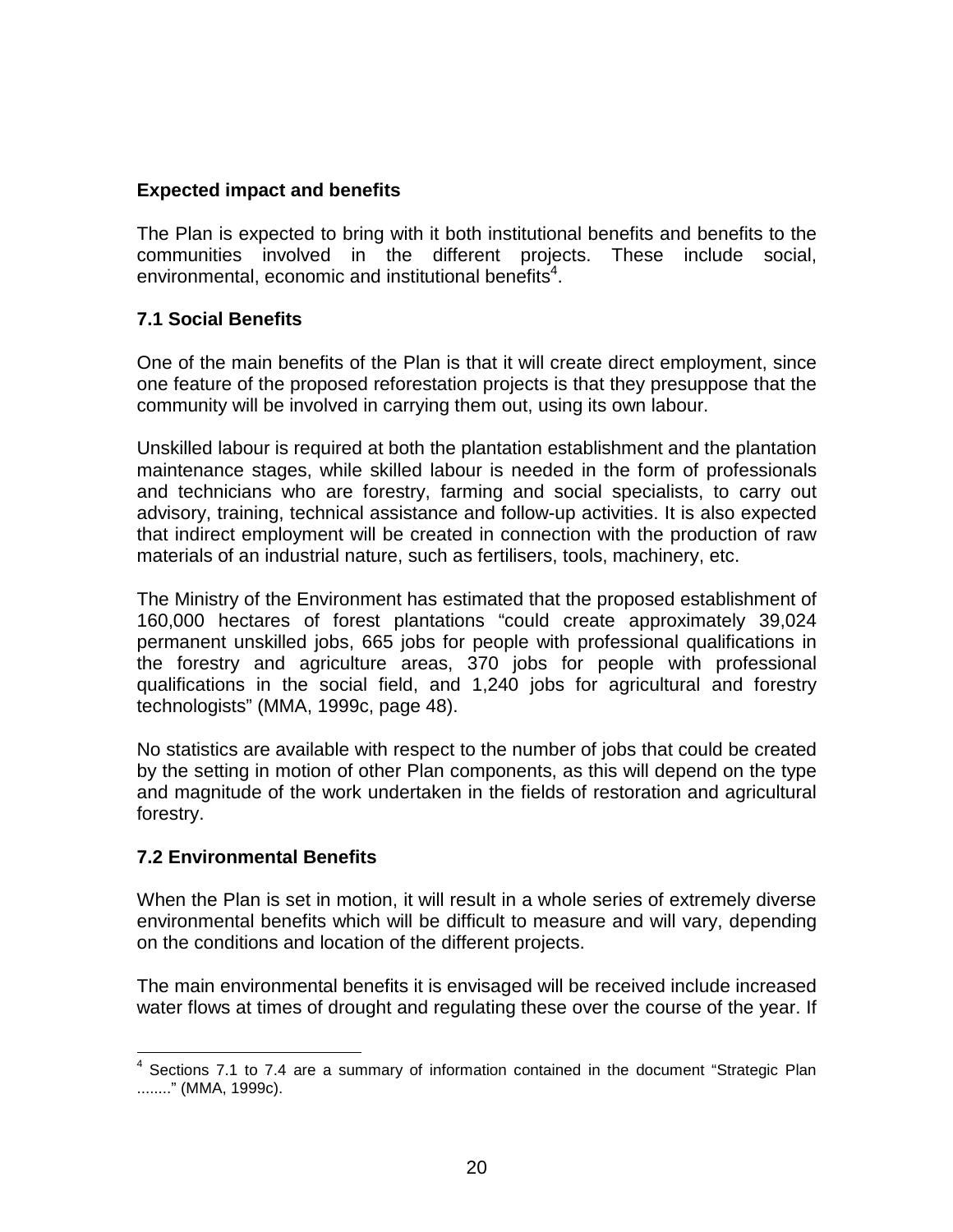**Expected impact and benefits**

The Plan is expected to bring with it both institutional benefits and benefits to the communities involved in the different projects. These include social, environmental, economic and institutional benefits[4].

## 7.1 Social Benefits

One of the main benefits of the Plan is that it will create direct employment, since one feature of the proposed reforestation projects is that they presuppose that the community will be involved in carrying them out, using its own labour.

Unskilled labour is required at both the plantation establishment and the plantation maintenance stages, while skilled labour is needed in the form of professionals and technicians who are forestry, farming and social specialists, to carry out advisory, training, technical assistance and follow-up activities. It is also expected that indirect employment will be created in connection with the production of raw materials of an industrial nature, such as fertilisers, tools, machinery, etc.

The Ministry of the Environment has estimated that the proposed establishment of 160,000 hectares of forest plantations "could create approximately 39,024 permanent unskilled jobs, 665 jobs for people with professional qualifications in the forestry and agriculture areas, 370 jobs for people with professional qualifications in the social field, and 1,240 jobs for agricultural and forestry technologists" (MMA, 1999c, page 48).

No statistics are available with respect to the number of jobs that could be created by the setting in motion of other Plan components, as this will depend on the type and magnitude of the work undertaken in the fields of restoration and agricultural forestry.

## 7.2 Environmental Benefits

When the Plan is set in motion, it will result in a whole series of extremely diverse environmental benefits which will be difficult to measure and will vary, depending on the conditions and location of the different projects.

The main environmental benefits it is envisaged will be received include increased water flows at times of drought and regulating these over the course of the year. If

---

[4] Sections 7.1 to 7.4 are a summary of information contained in the document "Strategic Plan ........" (MMA, 1999c).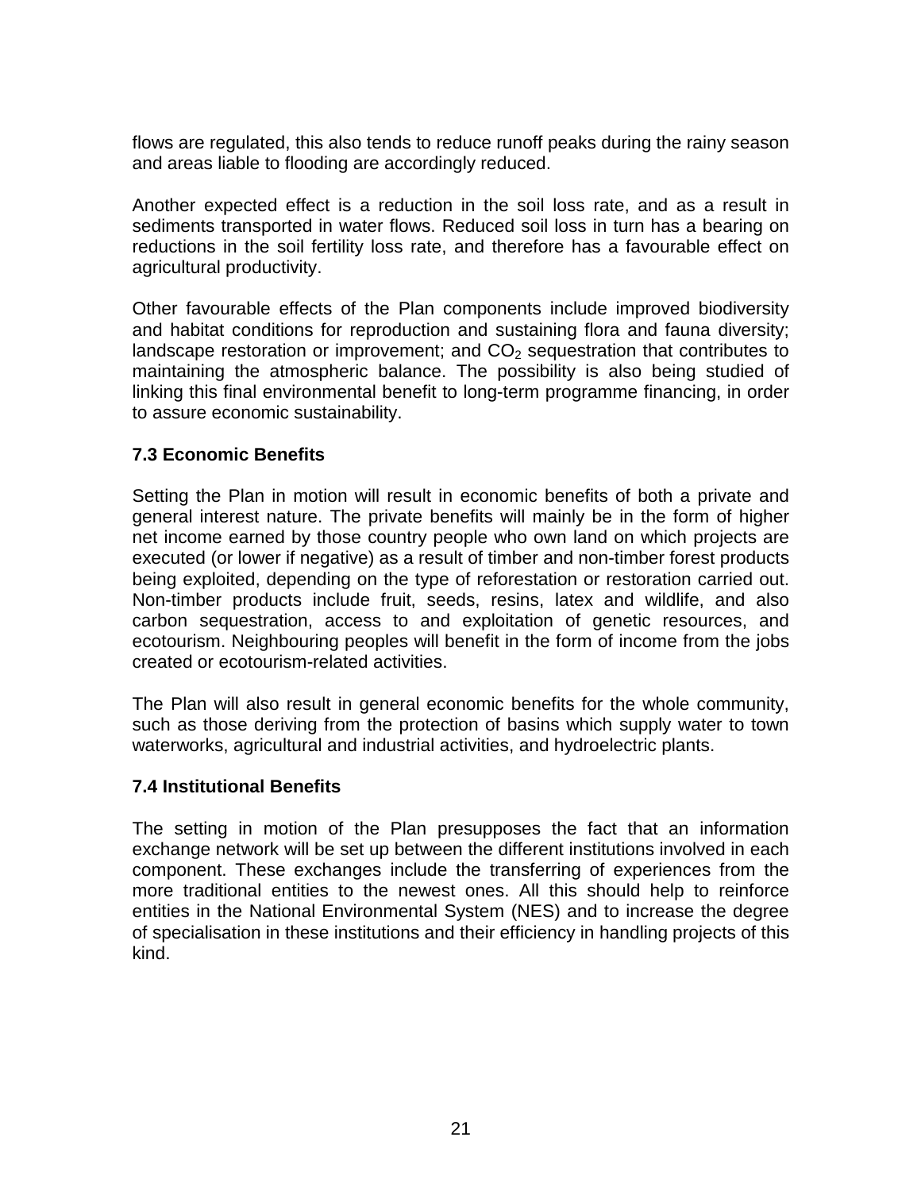flows are regulated, this also tends to reduce runoff peaks during the rainy season and areas liable to flooding are accordingly reduced.

Another expected effect is a reduction in the soil loss rate, and as a result in sediments transported in water flows. Reduced soil loss in turn has a bearing on reductions in the soil fertility loss rate, and therefore has a favourable effect on agricultural productivity.

Other favourable effects of the Plan components include improved biodiversity and habitat conditions for reproduction and sustaining flora and fauna diversity; landscape restoration or improvement; and $CO_2$ sequestration that contributes to maintaining the atmospheric balance. The possibility is also being studied of linking this final environmental benefit to long-term programme financing, in order to assure economic sustainability.

### 7.3 Economic Benefits

Setting the Plan in motion will result in economic benefits of both a private and general interest nature. The private benefits will mainly be in the form of higher net income earned by those country people who own land on which projects are executed (or lower if negative) as a result of timber and non-timber forest products being exploited, depending on the type of reforestation or restoration carried out. Non-timber products include fruit, seeds, resins, latex and wildlife, and also carbon sequestration, access to and exploitation of genetic resources, and ecotourism. Neighbouring peoples will benefit in the form of income from the jobs created or ecotourism-related activities.

The Plan will also result in general economic benefits for the whole community, such as those deriving from the protection of basins which supply water to town waterworks, agricultural and industrial activities, and hydroelectric plants.

### 7.4 Institutional Benefits

The setting in motion of the Plan presupposes the fact that an information exchange network will be set up between the different institutions involved in each component. These exchanges include the transferring of experiences from the more traditional entities to the newest ones. All this should help to reinforce entities in the National Environmental System (NES) and to increase the degree of specialisation in these institutions and their efficiency in handling projects of this kind.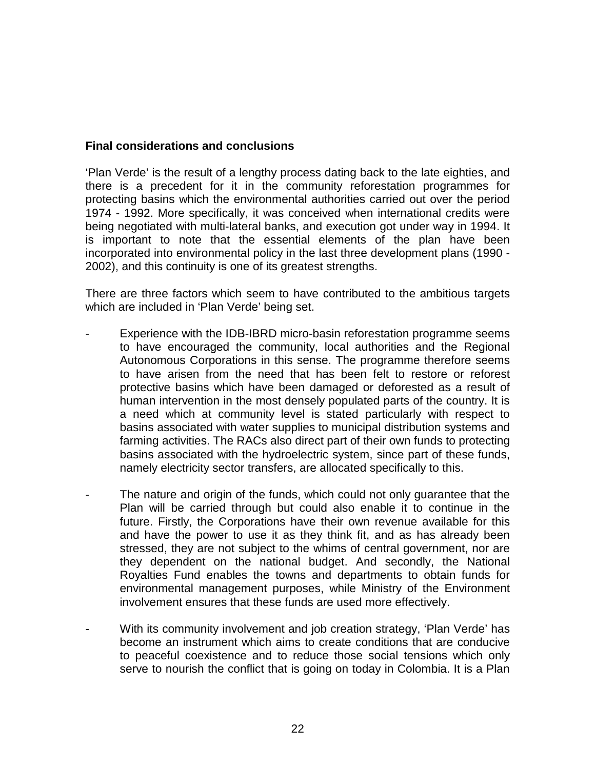**Final considerations and conclusions**

'Plan Verde' is the result of a lengthy process dating back to the late eighties, and there is a precedent for it in the community reforestation programmes for protecting basins which the environmental authorities carried out over the period 1974 - 1992. More specifically, it was conceived when international credits were being negotiated with multi-lateral banks, and execution got under way in 1994. It is important to note that the essential elements of the plan have been incorporated into environmental policy in the last three development plans (1990 - 2002), and this continuity is one of its greatest strengths.

There are three factors which seem to have contributed to the ambitious targets which are included in 'Plan Verde' being set.

- Experience with the IDB-IBRD micro-basin reforestation programme seems to have encouraged the community, local authorities and the Regional Autonomous Corporations in this sense. The programme therefore seems to have arisen from the need that has been felt to restore or reforest protective basins which have been damaged or deforested as a result of human intervention in the most densely populated parts of the country. It is a need which at community level is stated particularly with respect to basins associated with water supplies to municipal distribution systems and farming activities. The RACs also direct part of their own funds to protecting basins associated with the hydroelectric system, since part of these funds, namely electricity sector transfers, are allocated specifically to this.

- The nature and origin of the funds, which could not only guarantee that the Plan will be carried through but could also enable it to continue in the future. Firstly, the Corporations have their own revenue available for this and have the power to use it as they think fit, and as has already been stressed, they are not subject to the whims of central government, nor are they dependent on the national budget. And secondly, the National Royalties Fund enables the towns and departments to obtain funds for environmental management purposes, while Ministry of the Environment involvement ensures that these funds are used more effectively.

- With its community involvement and job creation strategy, 'Plan Verde' has become an instrument which aims to create conditions that are conducive to peaceful coexistence and to reduce those social tensions which only serve to nourish the conflict that is going on today in Colombia. It is a Plan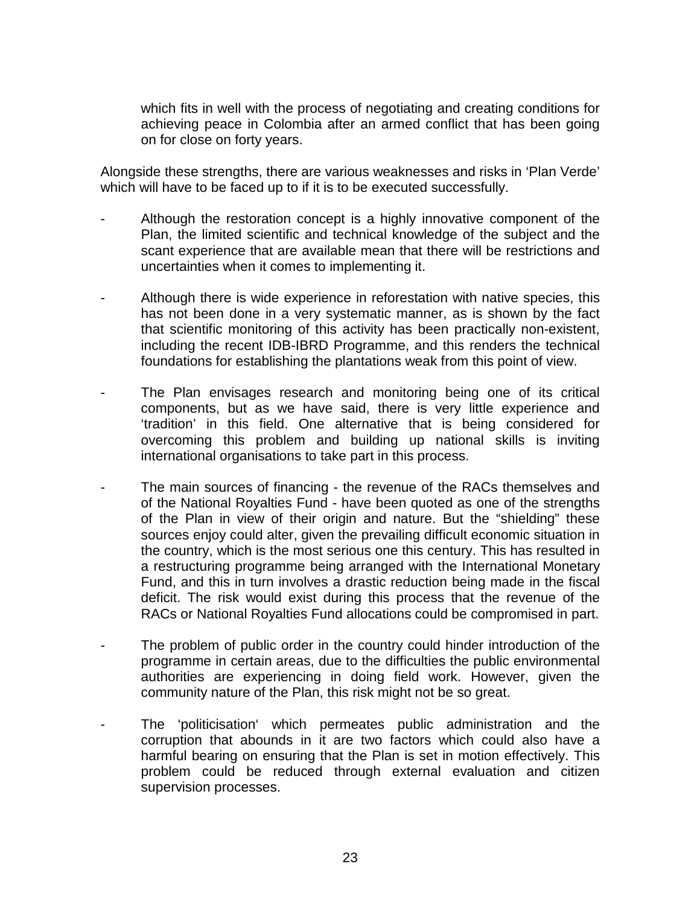which fits in well with the process of negotiating and creating conditions for achieving peace in Colombia after an armed conflict that has been going on for close on forty years.

Alongside these strengths, there are various weaknesses and risks in 'Plan Verde' which will have to be faced up to if it is to be executed successfully.

- Although the restoration concept is a highly innovative component of the Plan, the limited scientific and technical knowledge of the subject and the scant experience that are available mean that there will be restrictions and uncertainties when it comes to implementing it.

- Although there is wide experience in reforestation with native species, this has not been done in a very systematic manner, as is shown by the fact that scientific monitoring of this activity has been practically non-existent, including the recent IDB-IBRD Programme, and this renders the technical foundations for establishing the plantations weak from this point of view.

- The Plan envisages research and monitoring being one of its critical components, but as we have said, there is very little experience and 'tradition' in this field. One alternative that is being considered for overcoming this problem and building up national skills is inviting international organisations to take part in this process.

- The main sources of financing - the revenue of the RACs themselves and of the National Royalties Fund - have been quoted as one of the strengths of the Plan in view of their origin and nature. But the "shielding" these sources enjoy could alter, given the prevailing difficult economic situation in the country, which is the most serious one this century. This has resulted in a restructuring programme being arranged with the International Monetary Fund, and this in turn involves a drastic reduction being made in the fiscal deficit. The risk would exist during this process that the revenue of the RACs or National Royalties Fund allocations could be compromised in part.

- The problem of public order in the country could hinder introduction of the programme in certain areas, due to the difficulties the public environmental authorities are experiencing in doing field work. However, given the community nature of the Plan, this risk might not be so great.

- The 'politicisation' which permeates public administration and the corruption that abounds in it are two factors which could also have a harmful bearing on ensuring that the Plan is set in motion effectively. This problem could be reduced through external evaluation and citizen supervision processes.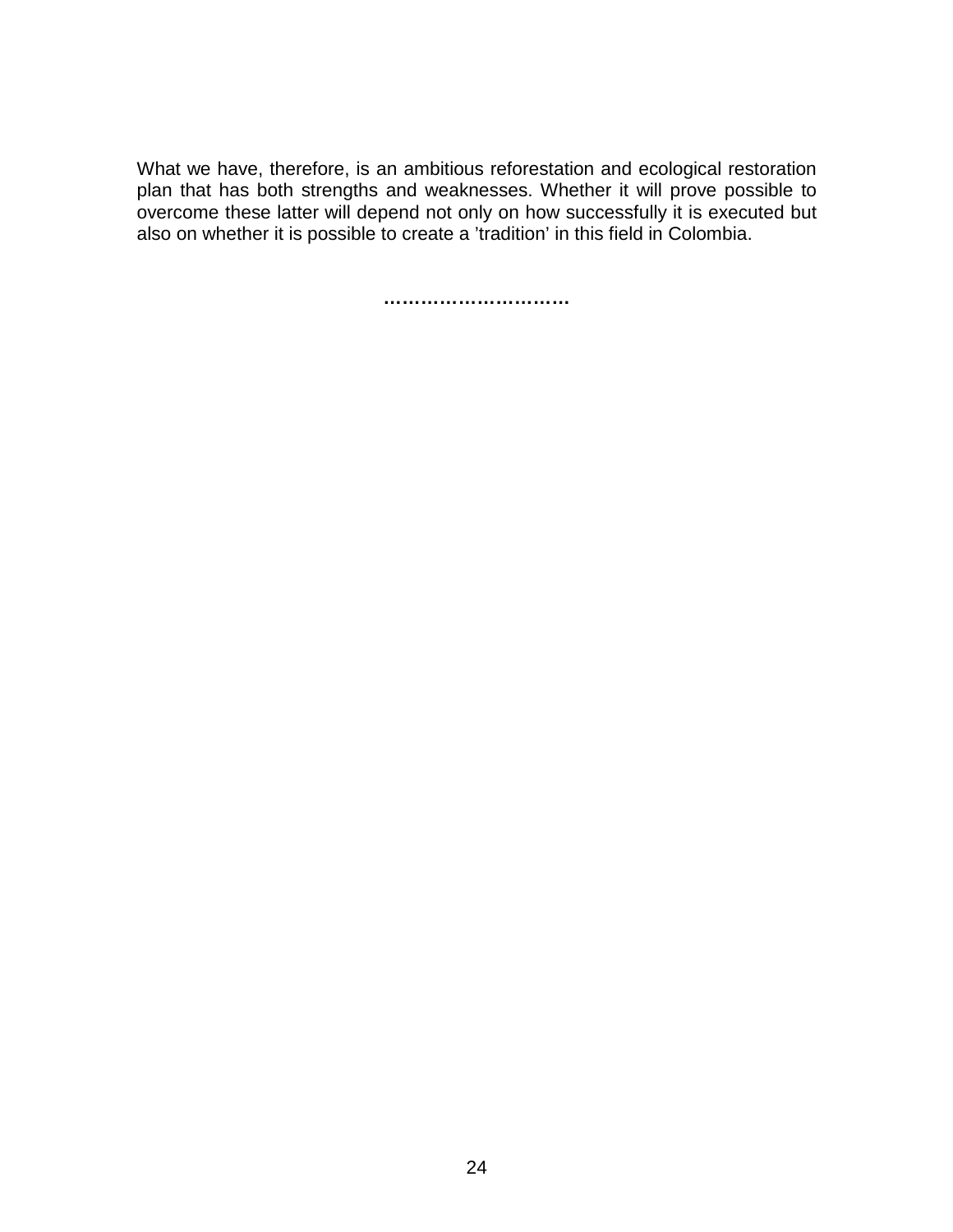What we have, therefore, is an ambitious reforestation and ecological restoration plan that has both strengths and weaknesses. Whether it will prove possible to overcome these latter will depend not only on how successfully it is executed but also on whether it is possible to create a ’tradition’ in this field in Colombia.

…………………………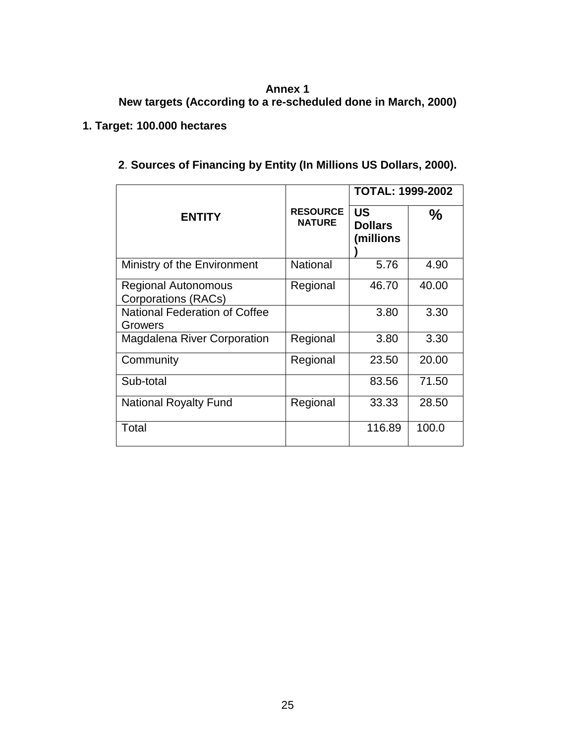**Annex 1**

**New targets (According to a re-scheduled done in March, 2000)**

**1. Target: 100.000 hectares**

**2**. **Sources of Financing by Entity (In Millions US Dollars, 2000).**

| ENTITY | RESOURCE NATURE | TOTAL: 1999-2002 | |
|---|---|---|---|
| | | US Dollars (millions) | % |
| Ministry of the Environment | National | 5.76 | 4.90 |
| Regional Autonomous Corporations (RACs) | Regional | 46.70 | 40.00 |
| National Federation of Coffee Growers | | 3.80 | 3.30 |
| Magdalena River Corporation | Regional | 3.80 | 3.30 |
| Community | Regional | 23.50 | 20.00 |
| Sub-total | | 83.56 | 71.50 |
| National Royalty Fund | Regional | 33.33 | 28.50 |
| Total | | 116.89 | 100.0 |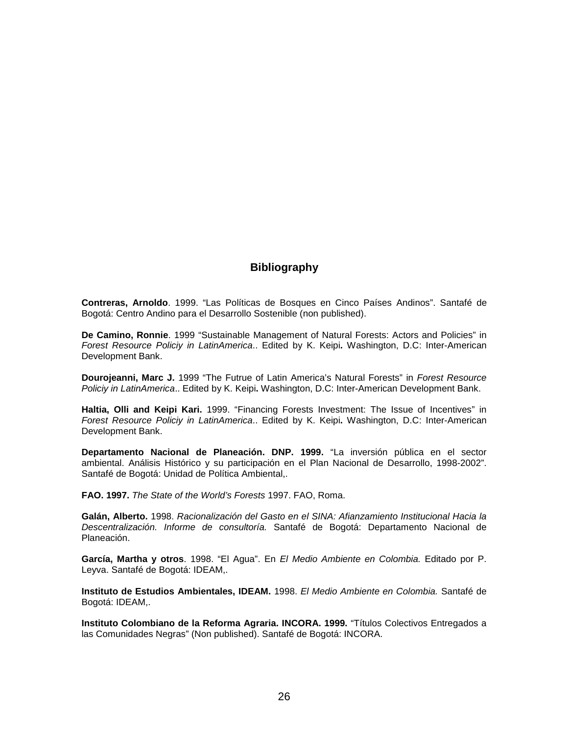## Bibliography

**Contreras, Arnoldo**. 1999. “Las Políticas de Bosques en Cinco Países Andinos”. Santafé de Bogotá: Centro Andino para el Desarrollo Sostenible (non published).

**De Camino, Ronnie**. 1999 “Sustainable Management of Natural Forests: Actors and Policies” in *Forest Resource Policiy in LatinAmerica*.. Edited by K. Keipi**.** Washington, D.C: Inter-American Development Bank.

**Dourojeanni, Marc J.** 1999 “The Futrue of Latin America’s Natural Forests” in *Forest Resource Policiy in LatinAmerica*.. Edited by K. Keipi**.** Washington, D.C: Inter-American Development Bank.

**Haltia, Olli and Keipi Kari.** 1999. “Financing Forests Investment: The Issue of Incentives” in *Forest Resource Policiy in LatinAmerica*.. Edited by K. Keipi**.** Washington, D.C: Inter-American Development Bank.

**Departamento Nacional de Planeación. DNP. 1999.** “La inversión pública en el sector ambiental. Análisis Histórico y su participación en el Plan Nacional de Desarrollo, 1998-2002”. Santafé de Bogotá: Unidad de Política Ambiental,.

**FAO. 1997.** *The State of the World’s Forests* 1997. FAO, Roma.

**Galán, Alberto.** 1998. *Racionalización del Gasto en el SINA: Afianzamiento Institucional Hacia la Descentralización. Informe de consultoría.* Santafé de Bogotá: Departamento Nacional de Planeación.

**García, Martha y otros**. 1998. “El Agua”. En *El Medio Ambiente en Colombia.* Editado por P. Leyva. Santafé de Bogotá: IDEAM,.

**Instituto de Estudios Ambientales, IDEAM.** 1998. *El Medio Ambiente en Colombia.* Santafé de Bogotá: IDEAM,.

**Instituto Colombiano de la Reforma Agraria. INCORA. 1999.** “Títulos Colectivos Entregados a las Comunidades Negras” (Non published). Santafé de Bogotá: INCORA.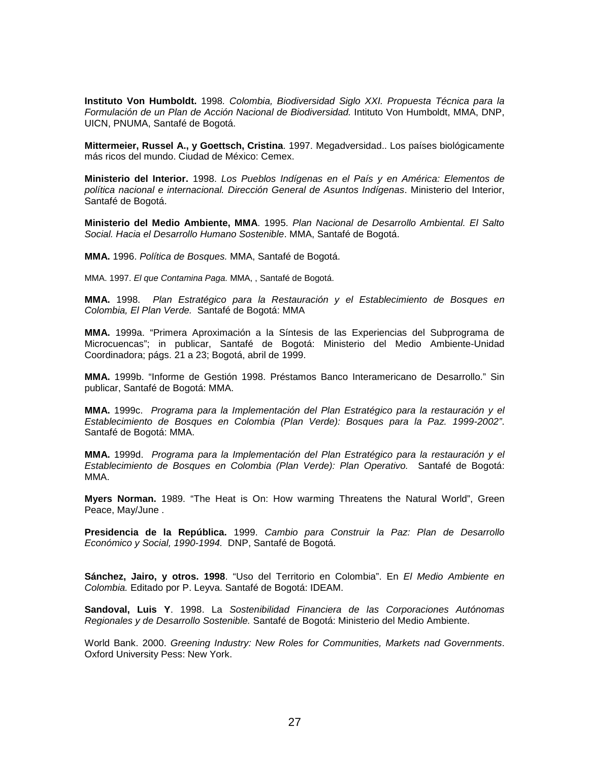**Instituto Von Humboldt.** 1998*. Colombia, Biodiversidad Siglo XXI. Propuesta Técnica para la Formulación de un Plan de Acción Nacional de Biodiversidad.* Intituto Von Humboldt, MMA, DNP, UICN, PNUMA, Santafé de Bogotá.

**Mittermeier, Russel A., y Goettsch, Cristina**. 1997. Megadversidad.. Los países biológicamente más ricos del mundo. Ciudad de México: Cemex.

**Ministerio del Interior.** 1998. *Los Pueblos Indígenas en el País y en América: Elementos de política nacional e internacional. Dirección General de Asuntos Indígenas*. Ministerio del Interior, Santafé de Bogotá.

**Ministerio del Medio Ambiente, MMA**. 1995. *Plan Nacional de Desarrollo Ambiental. El Salto Social. Hacia el Desarrollo Humano Sostenible*. MMA, Santafé de Bogotá.

**MMA.** 1996. *Política de Bosques.* MMA, Santafé de Bogotá.

MMA. 1997. *El que Contamina Paga.* MMA, , Santafé de Bogotá.

**MMA.** 1998. *Plan Estratégico para la Restauración y el Establecimiento de Bosques en Colombia, El Plan Verde.* Santafé de Bogotá: MMA

**MMA.** 1999a. "Primera Aproximación a la Síntesis de las Experiencias del Subprograma de Microcuencas"; in publicar, Santafé de Bogotá: Ministerio del Medio Ambiente-Unidad Coordinadora; págs. 21 a 23; Bogotá, abril de 1999.

**MMA.** 1999b. "Informe de Gestión 1998. Préstamos Banco Interamericano de Desarrollo." Sin publicar, Santafé de Bogotá: MMA.

**MMA.** 1999c. *Programa para la Implementación del Plan Estratégico para la restauración y el Establecimiento de Bosques en Colombia (Plan Verde): Bosques para la Paz. 1999-2002".* Santafé de Bogotá: MMA.

**MMA.** 1999d. *Programa para la Implementación del Plan Estratégico para la restauración y el Establecimiento de Bosques en Colombia (Plan Verde): Plan Operativo.* Santafé de Bogotá: MMA.

**Myers Norman.** 1989. "The Heat is On: How warming Threatens the Natural World", Green Peace, May/June .

**Presidencia de la República.** 1999. *Cambio para Construir la Paz: Plan de Desarrollo Económico y Social, 1990-1994.* DNP, Santafé de Bogotá.

**Sánchez, Jairo, y otros. 1998**. "Uso del Territorio en Colombia". En *El Medio Ambiente en Colombia.* Editado por P. Leyva. Santafé de Bogotá: IDEAM.

**Sandoval, Luis Y**. 1998. La *Sostenibilidad Financiera de las Corporaciones Autónomas Regionales y de Desarrollo Sostenible.* Santafé de Bogotá: Ministerio del Medio Ambiente.

World Bank. 2000. *Greening Industry: New Roles for Communities, Markets nad Governments*. Oxford University Pess: New York.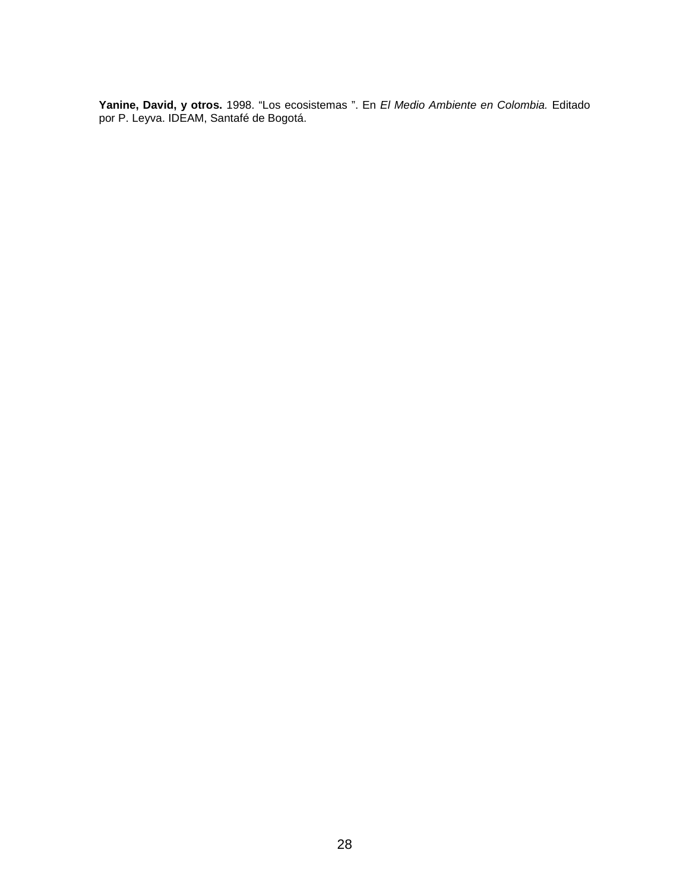**Yanine, David, y otros.** 1998. "Los ecosistemas ". En *El Medio Ambiente en Colombia.* Editado por P. Leyva. IDEAM, Santafé de Bogotá.